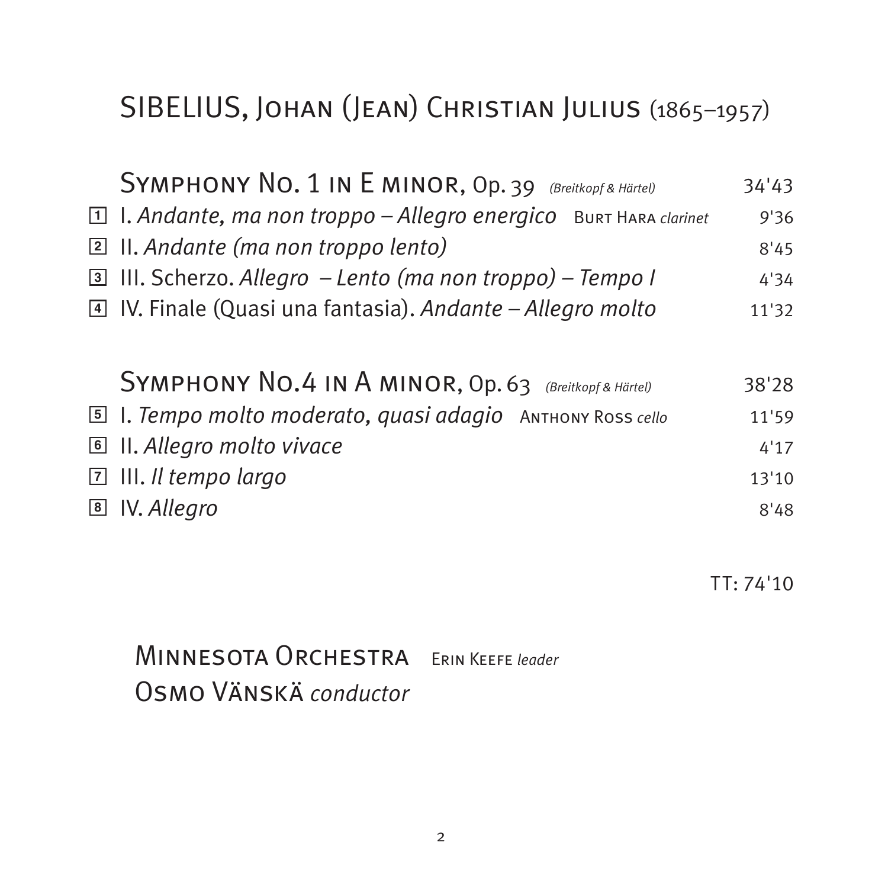# SIBELIUS, Johan (Jean) Christian Julius (1865–1957)

**Symphony No. 1 in E minor, Op. 39** *(Breitkopf & Härtel)* 34'43

1. I. *Andante, ma non troppo – Allegro energico* Burt Hara *clarinet* 9'36
2. II. *Andante (ma non troppo lento)* 8'45
3. III. Scherzo. *Allegro – Lento (ma non troppo) – Tempo I* 4'34
4. IV. Finale (Quasi una fantasia). *Andante – Allegro molto* 11'32

**Symphony No.4 in A minor, Op. 63** *(Breitkopf & Härtel)* 38'28

5. I. *Tempo molto moderato, quasi adagio* Anthony Ross *cello* 11'59
6. II. *Allegro molto vivace* 4'17
7. III. *Il tempo largo* 13'10
8. IV. *Allegro* 8'48

TT: 74'10

Minnesota Orchestra Erin Keefe *leader*
Osmo Vänskä *conductor*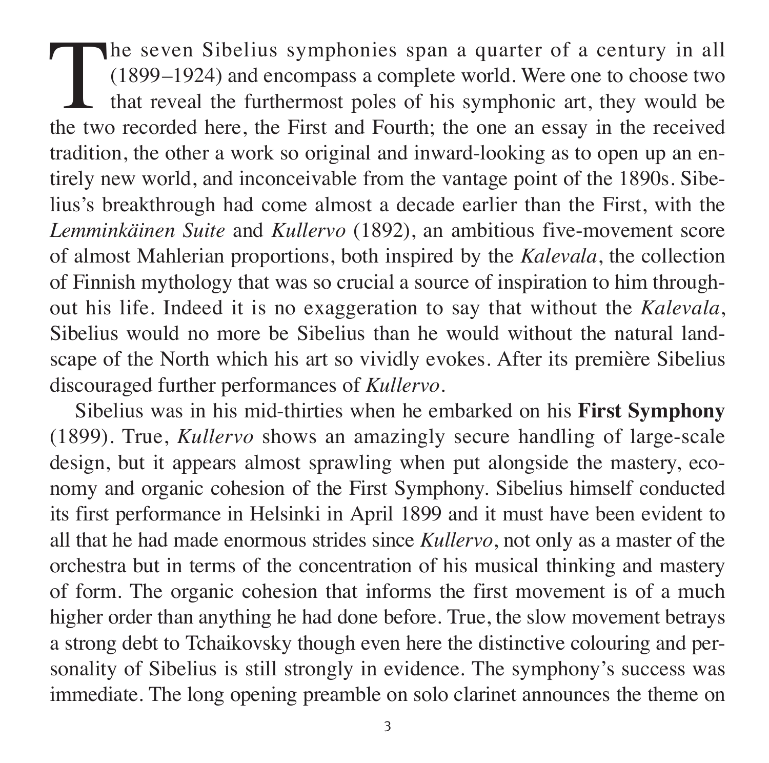The seven Sibelius symphonies span a quarter of a century in all (1899–1924) and encompass a complete world. Were one to choose two that reveal the furthermost poles of his symphonic art, they would be the two recorded here, the First and Fourth; the one an essay in the received tradition, the other a work so original and inward-looking as to open up an entirely new world, and inconceivable from the vantage point of the 1890s. Sibelius's breakthrough had come almost a decade earlier than the First, with the *Lemminkäinen Suite* and *Kullervo* (1892), an ambitious five-movement score of almost Mahlerian proportions, both inspired by the *Kalevala*, the collection of Finnish mythology that was so crucial a source of inspiration to him throughout his life. Indeed it is no exaggeration to say that without the *Kalevala*, Sibelius would no more be Sibelius than he would without the natural landscape of the North which his art so vividly evokes. After its première Sibelius discouraged further performances of *Kullervo*.

Sibelius was in his mid-thirties when he embarked on his **First Symphony** (1899). True, *Kullervo* shows an amazingly secure handling of large-scale design, but it appears almost sprawling when put alongside the mastery, economy and organic cohesion of the First Symphony. Sibelius himself conducted its first performance in Helsinki in April 1899 and it must have been evident to all that he had made enormous strides since *Kullervo*, not only as a master of the orchestra but in terms of the concentration of his musical thinking and mastery of form. The organic cohesion that informs the first movement is of a much higher order than anything he had done before. True, the slow movement betrays a strong debt to Tchaikovsky though even here the distinctive colouring and personality of Sibelius is still strongly in evidence. The symphony's success was immediate. The long opening preamble on solo clarinet announces the theme on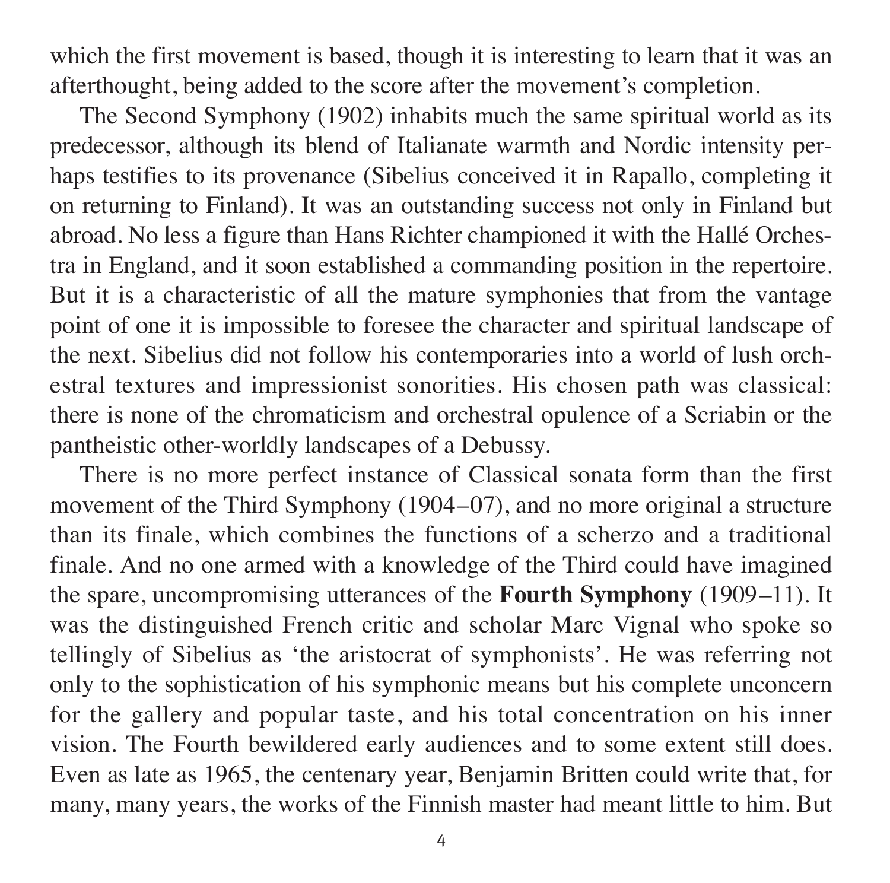which the first movement is based, though it is interesting to learn that it was an afterthought, being added to the score after the movement's completion.

The Second Symphony (1902) inhabits much the same spiritual world as its predecessor, although its blend of Italianate warmth and Nordic intensity perhaps testifies to its provenance (Sibelius conceived it in Rapallo, completing it on returning to Finland). It was an outstanding success not only in Finland but abroad. No less a figure than Hans Richter championed it with the Hallé Orchestra in England, and it soon established a commanding position in the repertoire. But it is a characteristic of all the mature symphonies that from the vantage point of one it is impossible to foresee the character and spiritual landscape of the next. Sibelius did not follow his contemporaries into a world of lush orchestral textures and impressionist sonorities. His chosen path was classical: there is none of the chromaticism and orchestral opulence of a Scriabin or the pantheistic other-worldly landscapes of a Debussy.

There is no more perfect instance of Classical sonata form than the first movement of the Third Symphony (1904–07), and no more original a structure than its finale, which combines the functions of a scherzo and a traditional finale. And no one armed with a knowledge of the Third could have imagined the spare, uncompromising utterances of the **Fourth Symphony** (1909–11). It was the distinguished French critic and scholar Marc Vignal who spoke so tellingly of Sibelius as 'the aristocrat of symphonists'. He was referring not only to the sophistication of his symphonic means but his complete unconcern for the gallery and popular taste, and his total concentration on his inner vision. The Fourth bewildered early audiences and to some extent still does. Even as late as 1965, the centenary year, Benjamin Britten could write that, for many, many years, the works of the Finnish master had meant little to him. But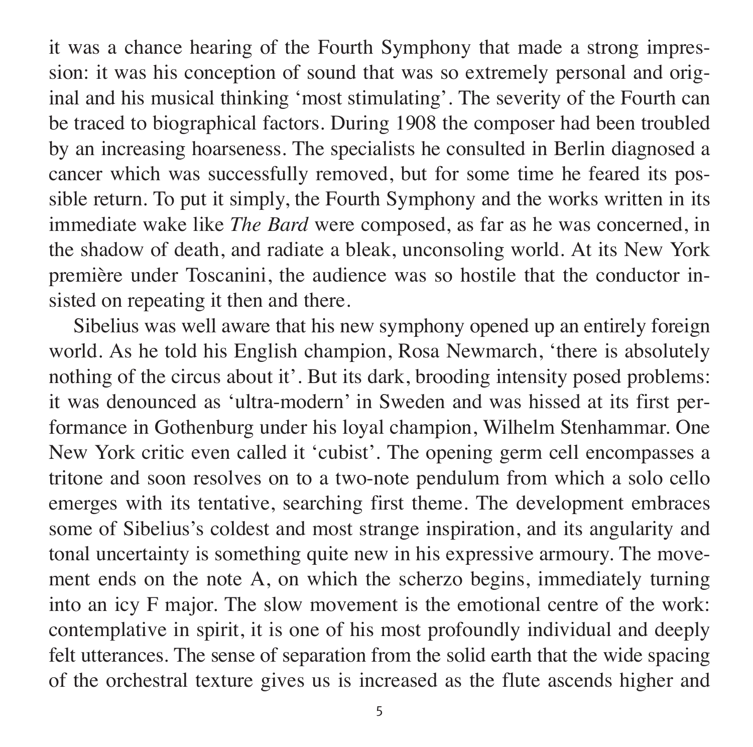it was a chance hearing of the Fourth Symphony that made a strong impression: it was his conception of sound that was so extremely personal and original and his musical thinking 'most stimulating'. The severity of the Fourth can be traced to biographical factors. During 1908 the composer had been troubled by an increasing hoarseness. The specialists he consulted in Berlin diagnosed a cancer which was successfully removed, but for some time he feared its possible return. To put it simply, the Fourth Symphony and the works written in its immediate wake like *The Bard* were composed, as far as he was concerned, in the shadow of death, and radiate a bleak, unconsoling world. At its New York première under Toscanini, the audience was so hostile that the conductor insisted on repeating it then and there.

Sibelius was well aware that his new symphony opened up an entirely foreign world. As he told his English champion, Rosa Newmarch, 'there is absolutely nothing of the circus about it'. But its dark, brooding intensity posed problems: it was denounced as 'ultra-modern' in Sweden and was hissed at its first performance in Gothenburg under his loyal champion, Wilhelm Stenhammar. One New York critic even called it 'cubist'. The opening germ cell encompasses a tritone and soon resolves on to a two-note pendulum from which a solo cello emerges with its tentative, searching first theme. The development embraces some of Sibelius's coldest and most strange inspiration, and its angularity and tonal uncertainty is something quite new in his expressive armoury. The movement ends on the note A, on which the scherzo begins, immediately turning into an icy F major. The slow movement is the emotional centre of the work: contemplative in spirit, it is one of his most profoundly individual and deeply felt utterances. The sense of separation from the solid earth that the wide spacing of the orchestral texture gives us is increased as the flute ascends higher and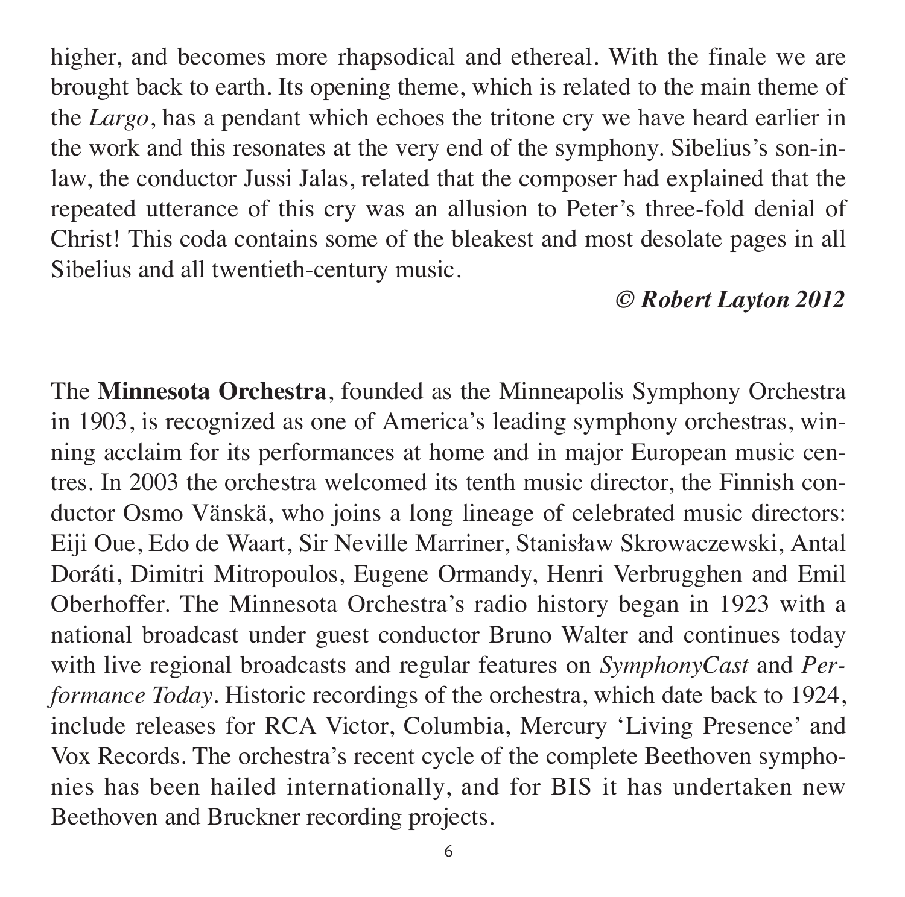higher, and becomes more rhapsodical and ethereal. With the finale we are brought back to earth. Its opening theme, which is related to the main theme of the *Largo*, has a pendant which echoes the tritone cry we have heard earlier in the work and this resonates at the very end of the symphony. Sibelius's son-in-law, the conductor Jussi Jalas, related that the composer had explained that the repeated utterance of this cry was an allusion to Peter's three-fold denial of Christ! This coda contains some of the bleakest and most desolate pages in all Sibelius and all twentieth-century music.

***© Robert Layton 2012***

The **Minnesota Orchestra**, founded as the Minneapolis Symphony Orchestra in 1903, is recognized as one of America's leading symphony orchestras, winning acclaim for its performances at home and in major European music centres. In 2003 the orchestra welcomed its tenth music director, the Finnish conductor Osmo Vänskä, who joins a long lineage of celebrated music directors: Eiji Oue, Edo de Waart, Sir Neville Marriner, Stanisław Skrowaczewski, Antal Doráti, Dimitri Mitropoulos, Eugene Ormandy, Henri Verbrugghen and Emil Oberhoffer. The Minnesota Orchestra's radio history began in 1923 with a national broadcast under guest conductor Bruno Walter and continues today with live regional broadcasts and regular features on *SymphonyCast* and *Performance Today*. Historic recordings of the orchestra, which date back to 1924, include releases for RCA Victor, Columbia, Mercury 'Living Presence' and Vox Records. The orchestra's recent cycle of the complete Beethoven symphonies has been hailed internationally, and for BIS it has undertaken new Beethoven and Bruckner recording projects.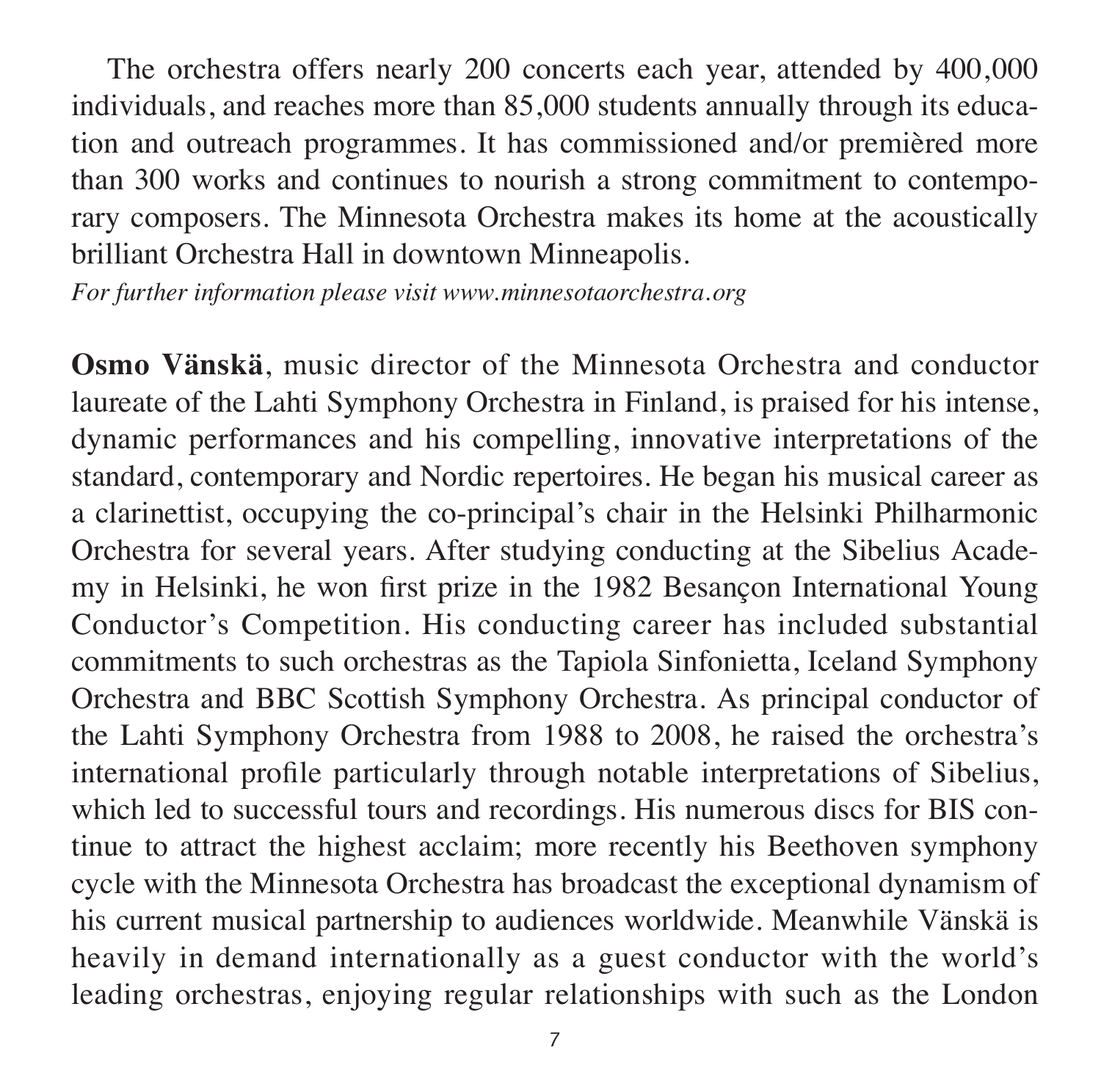The orchestra offers nearly 200 concerts each year, attended by 400,000 individuals, and reaches more than 85,000 students annually through its education and outreach programmes. It has commissioned and/or premièred more than 300 works and continues to nourish a strong commitment to contemporary composers. The Minnesota Orchestra makes its home at the acoustically brilliant Orchestra Hall in downtown Minneapolis.
*For further information please visit www.minnesotaorchestra.org*

**Osmo Vänskä**, music director of the Minnesota Orchestra and conductor laureate of the Lahti Symphony Orchestra in Finland, is praised for his intense, dynamic performances and his compelling, innovative interpretations of the standard, contemporary and Nordic repertoires. He began his musical career as a clarinettist, occupying the co-principal's chair in the Helsinki Philharmonic Orchestra for several years. After studying conducting at the Sibelius Academy in Helsinki, he won first prize in the 1982 Besançon International Young Conductor's Competition. His conducting career has included substantial commitments to such orchestras as the Tapiola Sinfonietta, Iceland Symphony Orchestra and BBC Scottish Symphony Orchestra. As principal conductor of the Lahti Symphony Orchestra from 1988 to 2008, he raised the orchestra's international profile particularly through notable interpretations of Sibelius, which led to successful tours and recordings. His numerous discs for BIS continue to attract the highest acclaim; more recently his Beethoven symphony cycle with the Minnesota Orchestra has broadcast the exceptional dynamism of his current musical partnership to audiences worldwide. Meanwhile Vänskä is heavily in demand internationally as a guest conductor with the world's leading orchestras, enjoying regular relationships with such as the London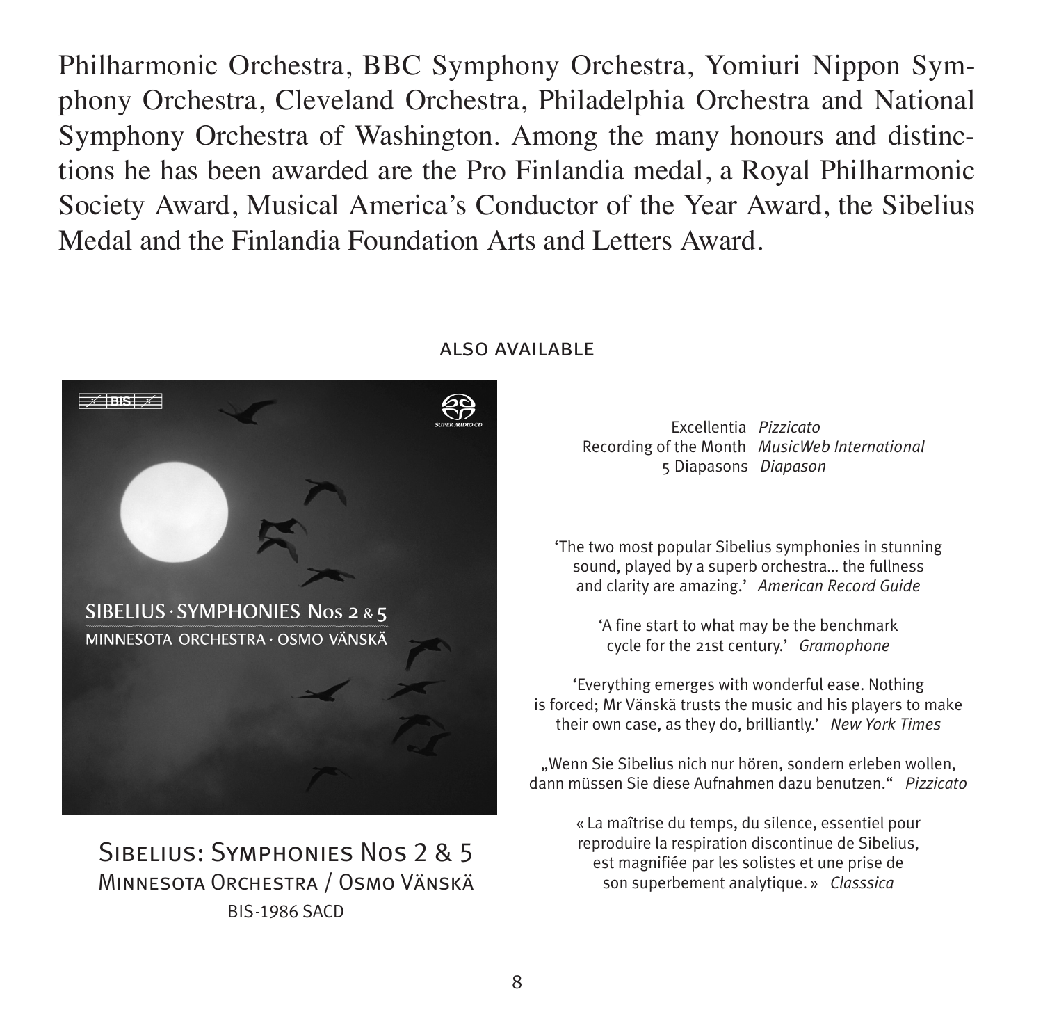Philharmonic Orchestra, BBC Symphony Orchestra, Yomiuri Nippon Symphony Orchestra, Cleveland Orchestra, Philadelphia Orchestra and National Symphony Orchestra of Washington. Among the many honours and distinctions he has been awarded are the Pro Finlandia medal, a Royal Philharmonic Society Award, Musical America's Conductor of the Year Award, the Sibelius Medal and the Finlandia Foundation Arts and Letters Award.

ALSO AVAILABLE

SIBELIUS: SYMPHONIES NOS 2 & 5
MINNESOTA ORCHESTRA / OSMO VÄNSKÄ
BIS-1986 SACD

Excellentia *Pizzicato*
Recording of the Month *MusicWeb International*
5 Diapasons *Diapason*

'The two most popular Sibelius symphonies in stunning sound, played by a superb orchestra... the fullness and clarity are amazing.' *American Record Guide*

'A fine start to what may be the benchmark cycle for the 21st century.' *Gramophone*

'Everything emerges with wonderful ease. Nothing is forced; Mr Vänskä trusts the music and his players to make their own case, as they do, brilliantly.' *New York Times*

„Wenn Sie Sibelius nich nur hören, sondern erleben wollen, dann müssen Sie diese Aufnahmen dazu benutzen.“ *Pizzicato*

« La maîtrise du temps, du silence, essentiel pour reproduire la respiration discontinue de Sibelius, est magnifiée par les solistes et une prise de son superbement analytique. » *Classsica*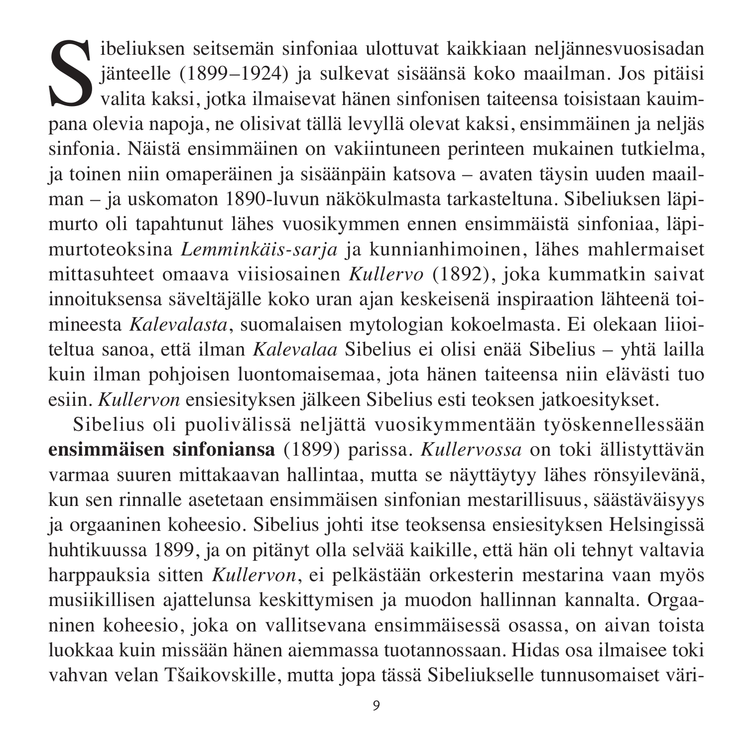Sibeliuksen seitsemän sinfoniaa ulottuvat kaikkiaan neljännesvuosisadan jänteelle (1899–1924) ja sulkevat sisäänsä koko maailman. Jos pitäisi valita kaksi, jotka ilmaisevat hänen sinfonisen taiteensa toisistaan kauimpana olevia napoja, ne olisivat tällä levyllä olevat kaksi, ensimmäinen ja neljäs sinfonia. Näistä ensimmäinen on vakiintuneen perinteen mukainen tutkielma, ja toinen niin omaperäinen ja sisäänpäin katsova – avaten täysin uuden maailman – ja uskomaton 1890-luvun näkökulmasta tarkasteltuna. Sibeliuksen läpimurto oli tapahtunut lähes vuosikymmen ennen ensimmäistä sinfoniaa, läpimurtoteoksina *Lemminkäis-sarja* ja kunnianhimoinen, lähes mahlermaiset mittasuhteet omaava viisiosainen *Kullervo* (1892), joka kummatkin saivat innoituksensa säveltäjälle koko uran ajan keskeisenä inspiraation lähteenä toimineesta *Kalevalasta*, suomalaisen mytologian kokoelmasta. Ei olekaan liioiteltua sanoa, että ilman *Kalevalaa* Sibelius ei olisi enää Sibelius – yhtä lailla kuin ilman pohjoisen luontomaisemaa, jota hänen taiteensa niin elävästi tuo esiin. *Kullervon* ensiesityksen jälkeen Sibelius esti teoksen jatkoesitykset.

Sibelius oli puolivälissä neljättä vuosikymmentään työskennellessään **ensimmäisen sinfoniansa** (1899) parissa. *Kullervossa* on toki ällistyttävän varmaa suuren mittakaavan hallintaa, mutta se näyttäytyy lähes rönsyilevänä, kun sen rinnalle asetetaan ensimmäisen sinfonian mestarillisuus, säästäväisyys ja orgaaninen koheesio. Sibelius johti itse teoksensa ensiesityksen Helsingissä huhtikuussa 1899, ja on pitänyt olla selvää kaikille, että hän oli tehnyt valtavia harppauksia sitten *Kullervon*, ei pelkästään orkesterin mestarina vaan myös musiikillisen ajattelunsa keskittymisen ja muodon hallinnan kannalta. Orgaaninen koheesio, joka on vallitsevana ensimmäisessä osassa, on aivan toista luokkaa kuin missään hänen aiemmassa tuotannossaan. Hidas osa ilmaisee toki vahvan velan Tšaikovskille, mutta jopa tässä Sibeliukselle tunnusomaiset väri-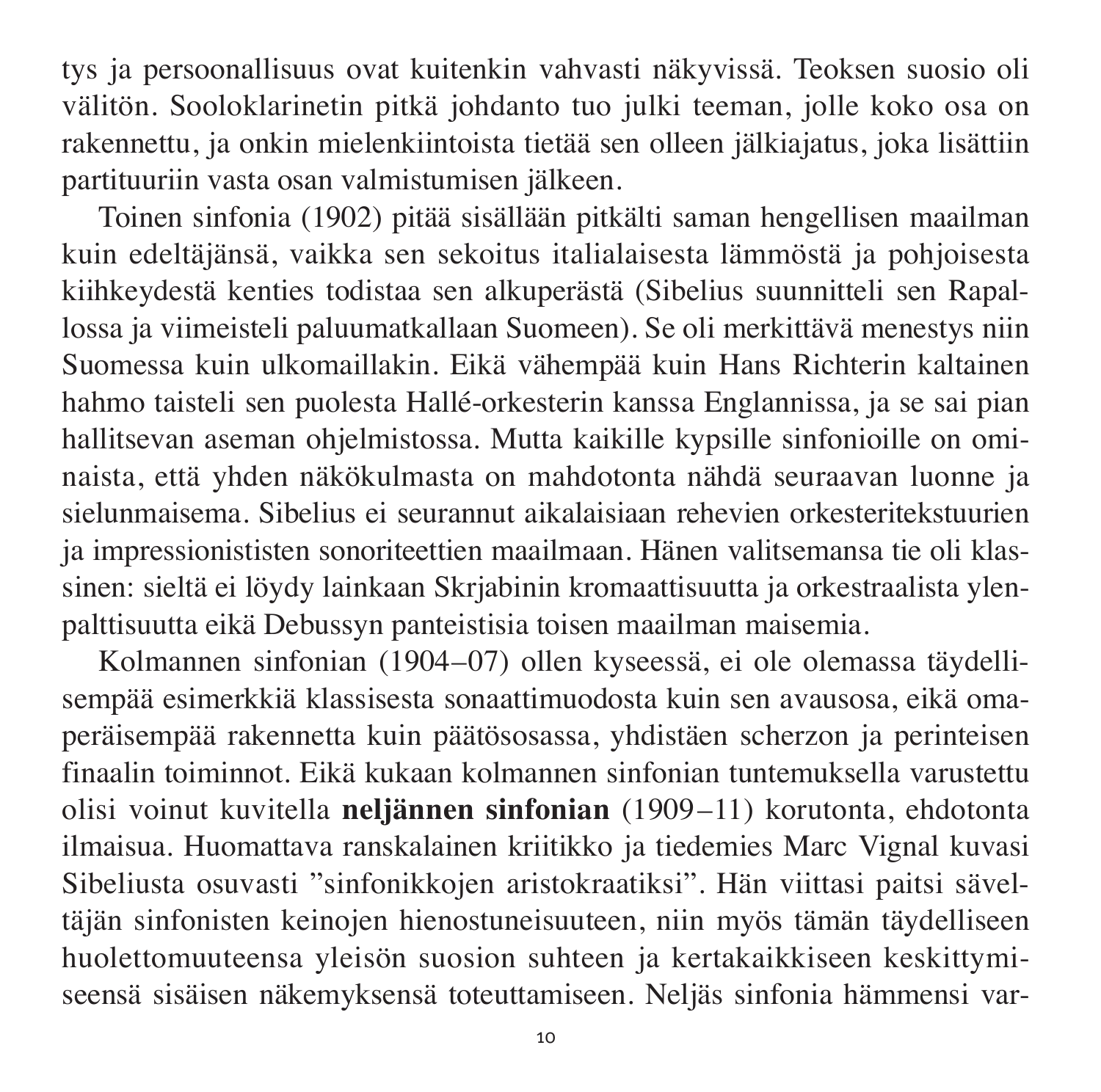tys ja persoonallisuus ovat kuitenkin vahvasti näkyvissä. Teoksen suosio oli välitön. Sooloklarinetin pitkä johdanto tuo julki teeman, jolle koko osa on rakennettu, ja onkin mielenkiintoista tietää sen olleen jälkiajatus, joka lisättiin partituuriin vasta osan valmistumisen jälkeen.

Toinen sinfonia (1902) pitää sisällään pitkälti saman hengellisen maailman kuin edeltäjänsä, vaikka sen sekoitus italialaisesta lämmöstä ja pohjoisesta kiihkeydestä kenties todistaa sen alkuperästä (Sibelius suunnitteli sen Rapallossa ja viimeisteli paluumatkallaan Suomeen). Se oli merkittävä menestys niin Suomessa kuin ulkomaillakin. Eikä vähempää kuin Hans Richterin kaltainen hahmo taisteli sen puolesta Hallé-orkesterin kanssa Englannissa, ja se sai pian hallitsevan aseman ohjelmistossa. Mutta kaikille kypsille sinfonioille on ominaista, että yhden näkökulmasta on mahdotonta nähdä seuraavan luonne ja sielunmaisema. Sibelius ei seurannut aikalaisiaan rehevien orkesteritekstuurien ja impressionististen sonoriteettien maailmaan. Hänen valitsemansa tie oli klassinen: sieltä ei löydy lainkaan Skrjabinin kromaattisuutta ja orkestraalista ylenpalttisuutta eikä Debussyn panteistisia toisen maailman maisemia.

Kolmannen sinfonian (1904–07) ollen kyseessä, ei ole olemassa täydellisempää esimerkkiä klassisesta sonaattimuodosta kuin sen avausosa, eikä omaperäisempää rakennetta kuin päätösosassa, yhdistäen scherzon ja perinteisen finaalin toiminnot. Eikä kukaan kolmannen sinfonian tuntemuksella varustettu olisi voinut kuvitella **neljännen sinfonian** (1909–11) korutonta, ehdotonta ilmaisua. Huomattava ranskalainen kriitikko ja tiedemies Marc Vignal kuvasi Sibeliusta osuvasti ”sinfonikkojen aristokraatiksi”. Hän viittasi paitsi säveltäjän sinfonisten keinojen hienostuneisuuteen, niin myös tämän täydelliseen huolettomuuteensa yleisön suosion suhteen ja kertakaikkiseen keskittymiseensä sisäisen näkemyksensä toteuttamiseen. Neljäs sinfonia hämmensi var-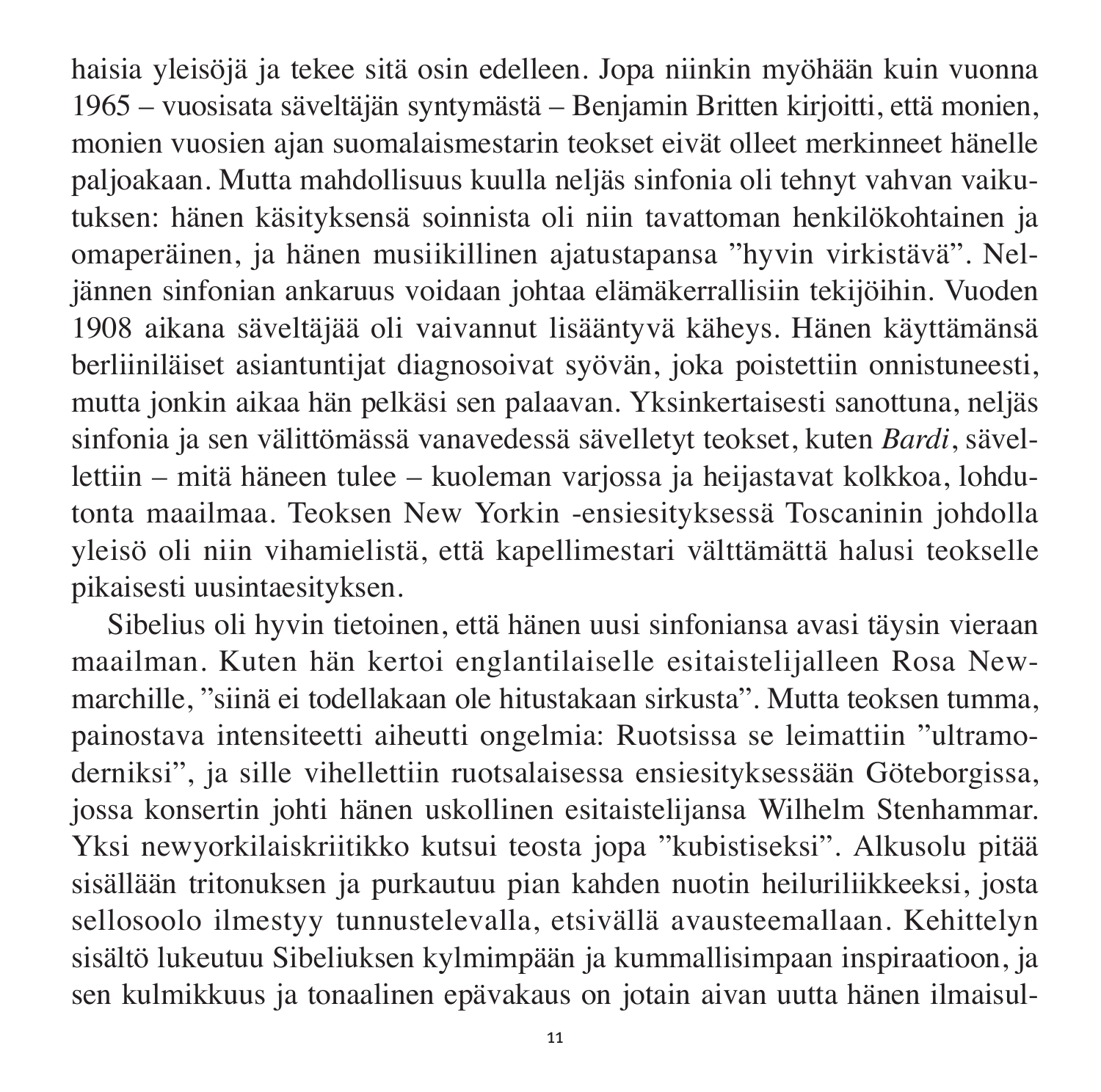haisia yleisöjä ja tekee sitä osin edelleen. Jopa niinkin myöhään kuin vuonna 1965 – vuosisata säveltäjän syntymästä – Benjamin Britten kirjoitti, että monien, monien vuosien ajan suomalaismestarin teokset eivät olleet merkinneet hänelle paljoakaan. Mutta mahdollisuus kuulla neljäs sinfonia oli tehnyt vahvan vaikutuksen: hänen käsityksensä soinnista oli niin tavattoman henkilökohtainen ja omaperäinen, ja hänen musiikillinen ajatustapansa "hyvin virkistävä". Neljännen sinfonian ankaruus voidaan johtaa elämäkerrallisiin tekijöihin. Vuoden 1908 aikana säveltäjää oli vaivannut lisääntyvä käheys. Hänen käyttämänsä berliiniläiset asiantuntijat diagnosoivat syövän, joka poistettiin onnistuneesti, mutta jonkin aikaa hän pelkäsi sen palaavan. Yksinkertaisesti sanottuna, neljäs sinfonia ja sen välittömässä vanavedessä sävelletyt teokset, kuten *Bardi*, sävellettiin – mitä häneen tulee – kuoleman varjossa ja heijastavat kolkkoa, lohdutonta maailmaa. Teoksen New Yorkin -ensiesityksessä Toscaninin johdolla yleisö oli niin vihamielistä, että kapellimestari välttämättä halusi teokselle pikaisesti uusintaesityksen.

Sibelius oli hyvin tietoinen, että hänen uusi sinfoniansa avasi täysin vieraan maailman. Kuten hän kertoi englantilaiselle esitaistelijalleen Rosa Newmarchille, "siinä ei todellakaan ole hitustakaan sirkusta". Mutta teoksen tumma, painostava intensiteetti aiheutti ongelmia: Ruotsissa se leimattiin "ultramoderniksi", ja sille vihellettiin ruotsalaisessa ensiesityksessään Göteborgissa, jossa konsertin johti hänen uskollinen esitaistelijansa Wilhelm Stenhammar. Yksi newyorkilaiskriitikko kutsui teosta jopa "kubistiseksi". Alkusolu pitää sisällään tritonuksen ja purkautuu pian kahden nuotin heiluriliikkeeksi, josta sellosoolo ilmestyy tunnustelevalla, etsivällä avausteemallaan. Kehittelyn sisältö lukeutuu Sibeliuksen kylmimpään ja kummallisimpaan inspiraatioon, ja sen kulmikkuus ja tonaalinen epävakaus on jotain aivan uutta hänen ilmaisul-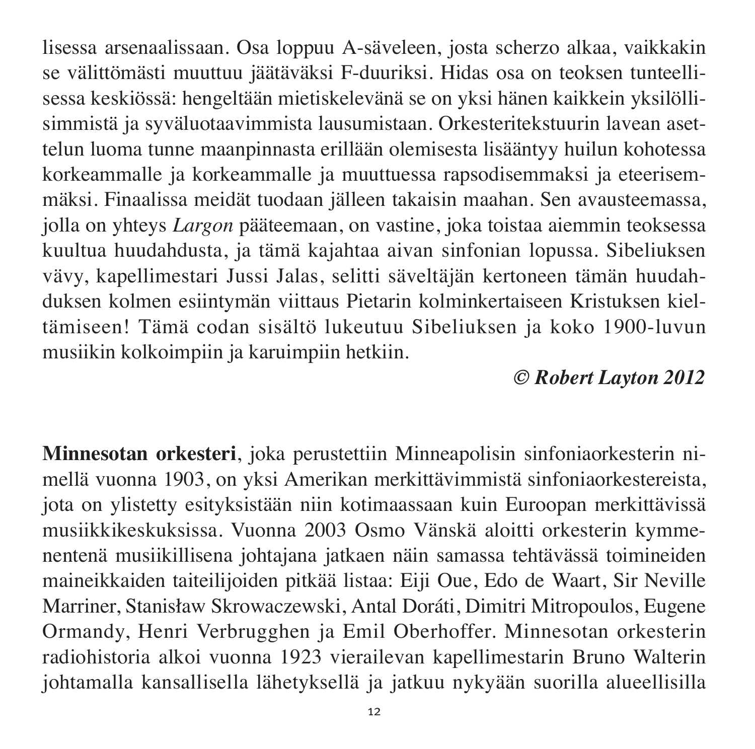lisessa arsenaalissaan. Osa loppuu A-säveleen, josta scherzo alkaa, vaikkakin se välittömästi muuttuu jäätäväksi F-duuriksi. Hidas osa on teoksen tunteellisessa keskiössä: hengeltään mietiskelevänä se on yksi hänen kaikkein yksilöllisimmistä ja syväluotaavimmista lausumistaan. Orkesteritekstuurin lavean asettelun luoma tunne maanpinnasta erillään olemisesta lisääntyy huilun kohotessa korkeammalle ja korkeammalle ja muuttuessa rapsodisemmaksi ja eteerisemmäksi. Finaalissa meidät tuodaan jälleen takaisin maahan. Sen avausteemassa, jolla on yhteys *Largon* pääteemaan, on vastine, joka toistaa aiemmin teoksessa kuultua huudahdusta, ja tämä kajahtaa aivan sinfonian lopussa. Sibeliuksen vävy, kapellimestari Jussi Jalas, selitti säveltäjän kertoneen tämän huudahduksen kolmen esiintymän viittaus Pietarin kolminkertaiseen Kristuksen kieltämiseen! Tämä codan sisältö lukeutuu Sibeliuksen ja koko 1900-luvun musiikin kolkoimpiin ja karuimpiin hetkiin.

***© Robert Layton 2012***

**Minnesotan orkesteri**, joka perustettiin Minneapolisin sinfoniaorkesterin nimellä vuonna 1903, on yksi Amerikan merkittävimmistä sinfoniaorkestereista, jota on ylistetty esityksistään niin kotimaassaan kuin Euroopan merkittävissä musiikkikeskuksissa. Vuonna 2003 Osmo Vänskä aloitti orkesterin kymmenentenä musiikillisena johtajana jatkaen näin samassa tehtävässä toimineiden maineikkaiden taiteilijoiden pitkää listaa: Eiji Oue, Edo de Waart, Sir Neville Marriner, Stanisław Skrowaczewski, Antal Doráti, Dimitri Mitropoulos, Eugene Ormandy, Henri Verbrugghen ja Emil Oberhoffer. Minnesotan orkesterin radiohistoria alkoi vuonna 1923 vierailevan kapellimestarin Bruno Walterin johtamalla kansallisella lähetyksellä ja jatkuu nykyään suorilla alueellisilla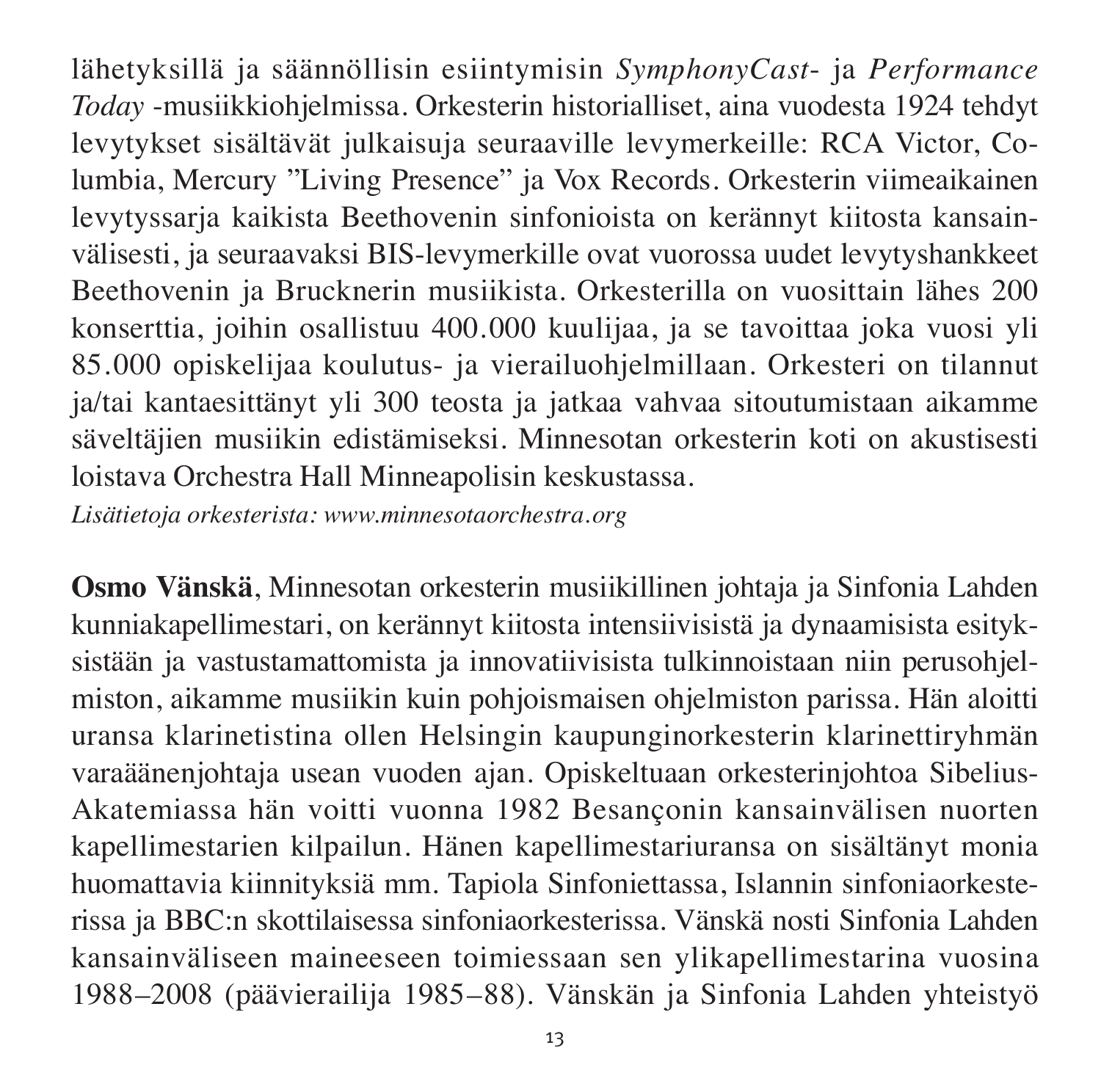lähetyksillä ja säännöllisin esiintymisin *SymphonyCast*- ja *Performance Today* -musiikkiohjelmissa. Orkesterin historialliset, aina vuodesta 1924 tehdyt levytykset sisältävät julkaisuja seuraaville levymerkeille: RCA Victor, Columbia, Mercury "Living Presence" ja Vox Records. Orkesterin viimeaikainen levytyssarja kaikista Beethovenin sinfonioista on kerännyt kiitosta kansainvälisesti, ja seuraavaksi BIS-levymerkille ovat vuorossa uudet levytyshankkeet Beethovenin ja Brucknerin musiikista. Orkesterilla on vuosittain lähes 200 konserttia, joihin osallistuu 400.000 kuulijaa, ja se tavoittaa joka vuosi yli 85.000 opiskelijaa koulutus- ja vierailuohjelmillaan. Orkesteri on tilannut ja/tai kantaesittänyt yli 300 teosta ja jatkaa vahvaa sitoutumistaan aikamme säveltäjien musiikin edistämiseksi. Minnesotan orkesterin koti on akustisesti loistava Orchestra Hall Minneapolisin keskustassa.

*Lisätietoja orkesterista: www.minnesotaorchestra.org*

**Osmo Vänskä**, Minnesotan orkesterin musiikillinen johtaja ja Sinfonia Lahden kunniakapellimestari, on kerännyt kiitosta intensiivisistä ja dynaamisista esityksistään ja vastustamattomista ja innovatiivisista tulkinnoistaan niin perusohjelmiston, aikamme musiikin kuin pohjoismaisen ohjelmiston parissa. Hän aloitti uransa klarinetistina ollen Helsingin kaupunginorkesterin klarinettiryhmän varaäänenjohtaja usean vuoden ajan. Opiskeltuaan orkesterinjohtoa Sibelius-Akatemiassa hän voitti vuonna 1982 Besançonin kansainvälisen nuorten kapellimestarien kilpailun. Hänen kapellimestariuransa on sisältänyt monia huomattavia kiinnityksiä mm. Tapiola Sinfoniettassa, Islannin sinfoniaorkesterissa ja BBC:n skottilaisessa sinfoniaorkesterissa. Vänskä nosti Sinfonia Lahden kansainväliseen maineeseen toimiessaan sen ylikapellimestarina vuosina 1988–2008 (päävierailija 1985–88). Vänskän ja Sinfonia Lahden yhteistyö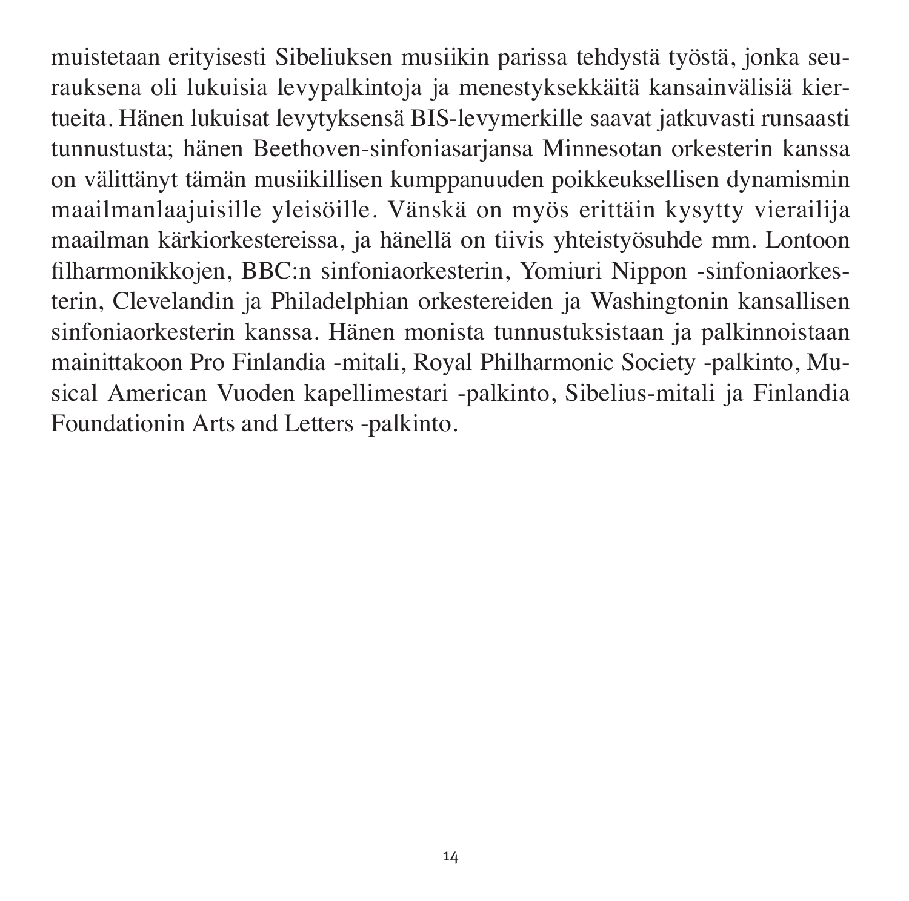muistetaan erityisesti Sibeliuksen musiikin parissa tehdystä työstä, jonka seurauksena oli lukuisia levypalkintoja ja menestyksekkäitä kansainvälisiä kiertueita. Hänen lukuisat levytyksensä BIS-levymerkille saavat jatkuvasti runsaasti tunnustusta; hänen Beethoven-sinfoniasarjansa Minnesotan orkesterin kanssa on välittänyt tämän musiikillisen kumppanuuden poikkeuksellisen dynamismin maailmanlaajuisille yleisöille. Vänskä on myös erittäin kysytty vierailija maailman kärkiorkestereissa, ja hänellä on tiivis yhteistyösuhde mm. Lontoon filharmonikkojen, BBC:n sinfoniaorkesterin, Yomiuri Nippon -sinfoniaorkesterin, Clevelandin ja Philadelphian orkestereiden ja Washingtonin kansallisen sinfoniaorkesterin kanssa. Hänen monista tunnustuksistaan ja palkinnoistaan mainittakoon Pro Finlandia -mitali, Royal Philharmonic Society -palkinto, Musical American Vuoden kapellimestari -palkinto, Sibelius-mitali ja Finlandia Foundationin Arts and Letters -palkinto.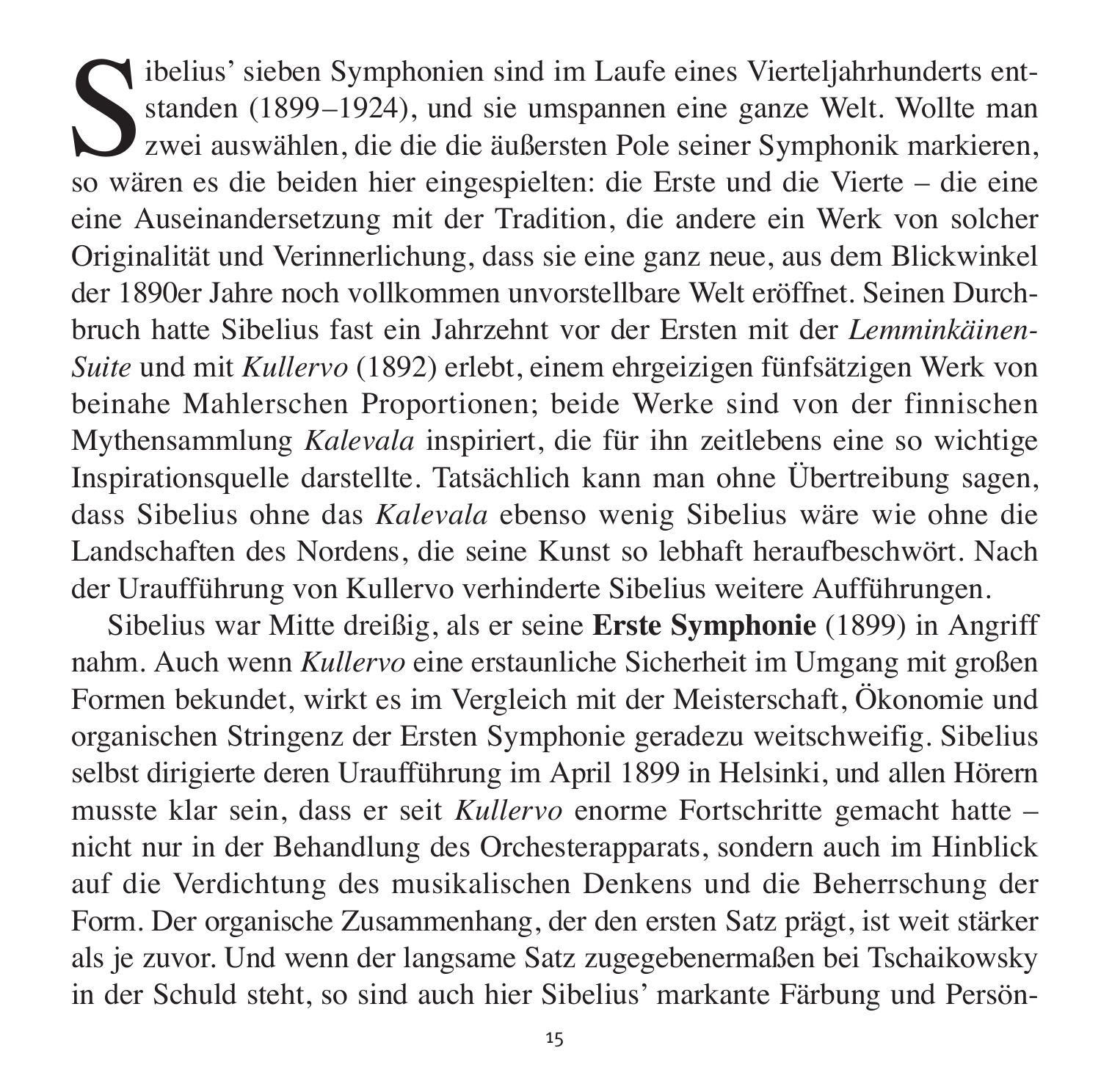Sibelius' sieben Symphonien sind im Laufe eines Vierteljahrhunderts entstanden (1899–1924), und sie umspannen eine ganze Welt. Wollte man zwei auswählen, die die die äußersten Pole seiner Symphonik markieren, so wären es die beiden hier eingespielten: die Erste und die Vierte – die eine eine Auseinandersetzung mit der Tradition, die andere ein Werk von solcher Originalität und Verinnerlichung, dass sie eine ganz neue, aus dem Blickwinkel der 1890er Jahre noch vollkommen unvorstellbare Welt eröffnet. Seinen Durchbruch hatte Sibelius fast ein Jahrzehnt vor der Ersten mit der *Lemminkäinen-Suite* und mit *Kullervo* (1892) erlebt, einem ehrgeizigen fünfsätzigen Werk von beinahe Mahlerschen Proportionen; beide Werke sind von der finnischen Mythensammlung *Kalevala* inspiriert, die für ihn zeitlebens eine so wichtige Inspirationsquelle darstellte. Tatsächlich kann man ohne Übertreibung sagen, dass Sibelius ohne das *Kalevala* ebenso wenig Sibelius wäre wie ohne die Landschaften des Nordens, die seine Kunst so lebhaft heraufbeschwört. Nach der Uraufführung von Kullervo verhinderte Sibelius weitere Aufführungen.

Sibelius war Mitte dreißig, als er seine **Erste Symphonie** (1899) in Angriff nahm. Auch wenn *Kullervo* eine erstaunliche Sicherheit im Umgang mit großen Formen bekundet, wirkt es im Vergleich mit der Meisterschaft, Ökonomie und organischen Stringenz der Ersten Symphonie geradezu weitschweifig. Sibelius selbst dirigierte deren Uraufführung im April 1899 in Helsinki, und allen Hörern musste klar sein, dass er seit *Kullervo* enorme Fortschritte gemacht hatte – nicht nur in der Behandlung des Orchesterapparats, sondern auch im Hinblick auf die Verdichtung des musikalischen Denkens und die Beherrschung der Form. Der organische Zusammenhang, der den ersten Satz prägt, ist weit stärker als je zuvor. Und wenn der langsame Satz zugegebenermaßen bei Tschaikowsky in der Schuld steht, so sind auch hier Sibelius' markante Färbung und Persön-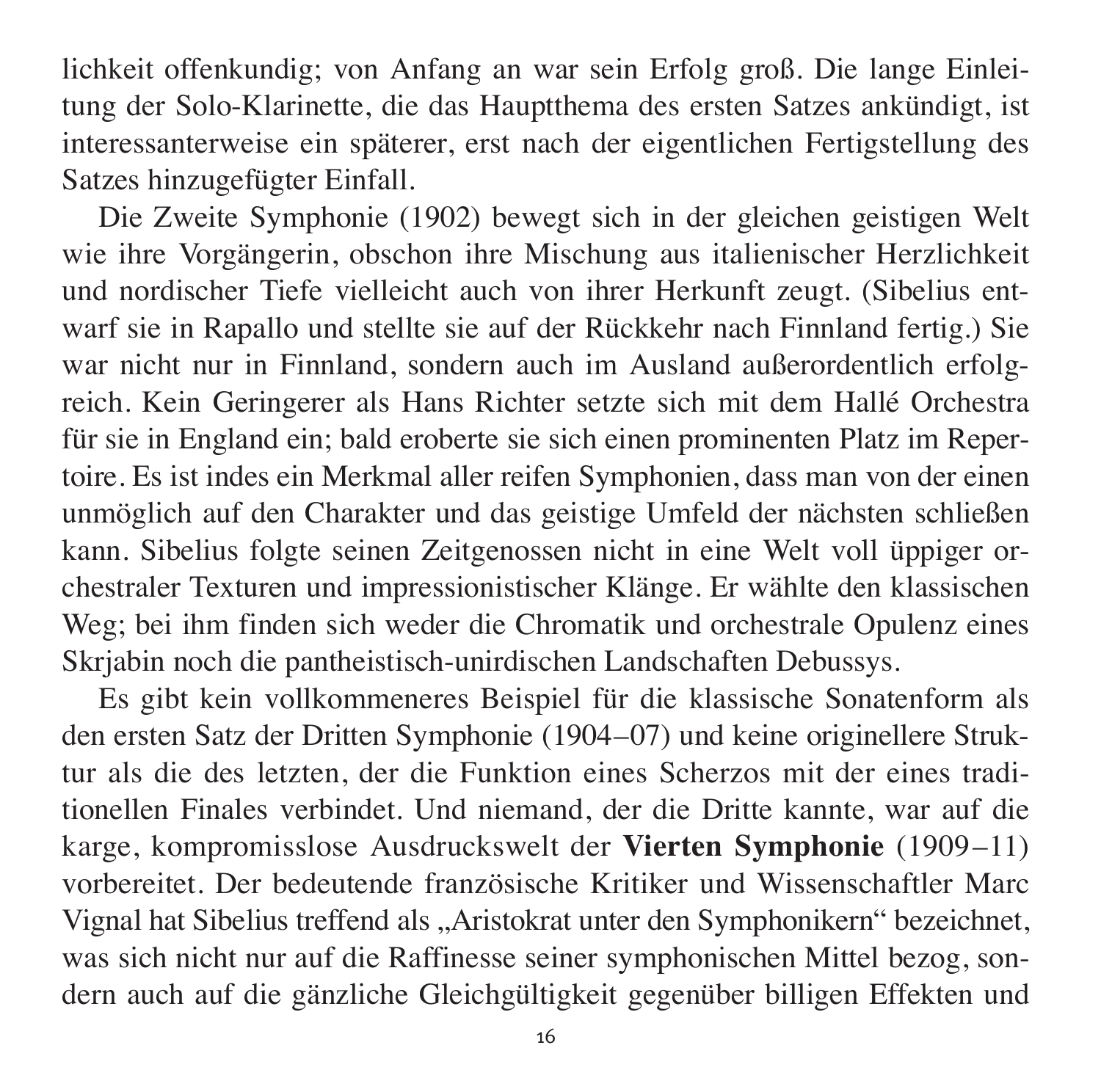lichkeit offenkundig; von Anfang an war sein Erfolg groß. Die lange Einleitung der Solo-Klarinette, die das Hauptthema des ersten Satzes ankündigt, ist interessanterweise ein späterer, erst nach der eigentlichen Fertigstellung des Satzes hinzugefügter Einfall.

Die Zweite Symphonie (1902) bewegt sich in der gleichen geistigen Welt wie ihre Vorgängerin, obschon ihre Mischung aus italienischer Herzlichkeit und nordischer Tiefe vielleicht auch von ihrer Herkunft zeugt. (Sibelius entwarf sie in Rapallo und stellte sie auf der Rückkehr nach Finnland fertig.) Sie war nicht nur in Finnland, sondern auch im Ausland außerordentlich erfolgreich. Kein Geringerer als Hans Richter setzte sich mit dem Hallé Orchestra für sie in England ein; bald eroberte sie sich einen prominenten Platz im Repertoire. Es ist indes ein Merkmal aller reifen Symphonien, dass man von der einen unmöglich auf den Charakter und das geistige Umfeld der nächsten schließen kann. Sibelius folgte seinen Zeitgenossen nicht in eine Welt voll üppiger orchestraler Texturen und impressionistischer Klänge. Er wählte den klassischen Weg; bei ihm finden sich weder die Chromatik und orchestrale Opulenz eines Skrjabin noch die pantheistisch-unirdischen Landschaften Debussys.

Es gibt kein vollkommeneres Beispiel für die klassische Sonatenform als den ersten Satz der Dritten Symphonie (1904–07) und keine originellere Struktur als die des letzten, der die Funktion eines Scherzos mit der eines traditionellen Finales verbindet. Und niemand, der die Dritte kannte, war auf die karge, kompromisslose Ausdruckswelt der **Vierten Symphonie** (1909–11) vorbereitet. Der bedeutende französische Kritiker und Wissenschaftler Marc Vignal hat Sibelius treffend als „Aristokrat unter den Symphonikern" bezeichnet, was sich nicht nur auf die Raffinesse seiner symphonischen Mittel bezog, sondern auch auf die gänzliche Gleichgültigkeit gegenüber billigen Effekten und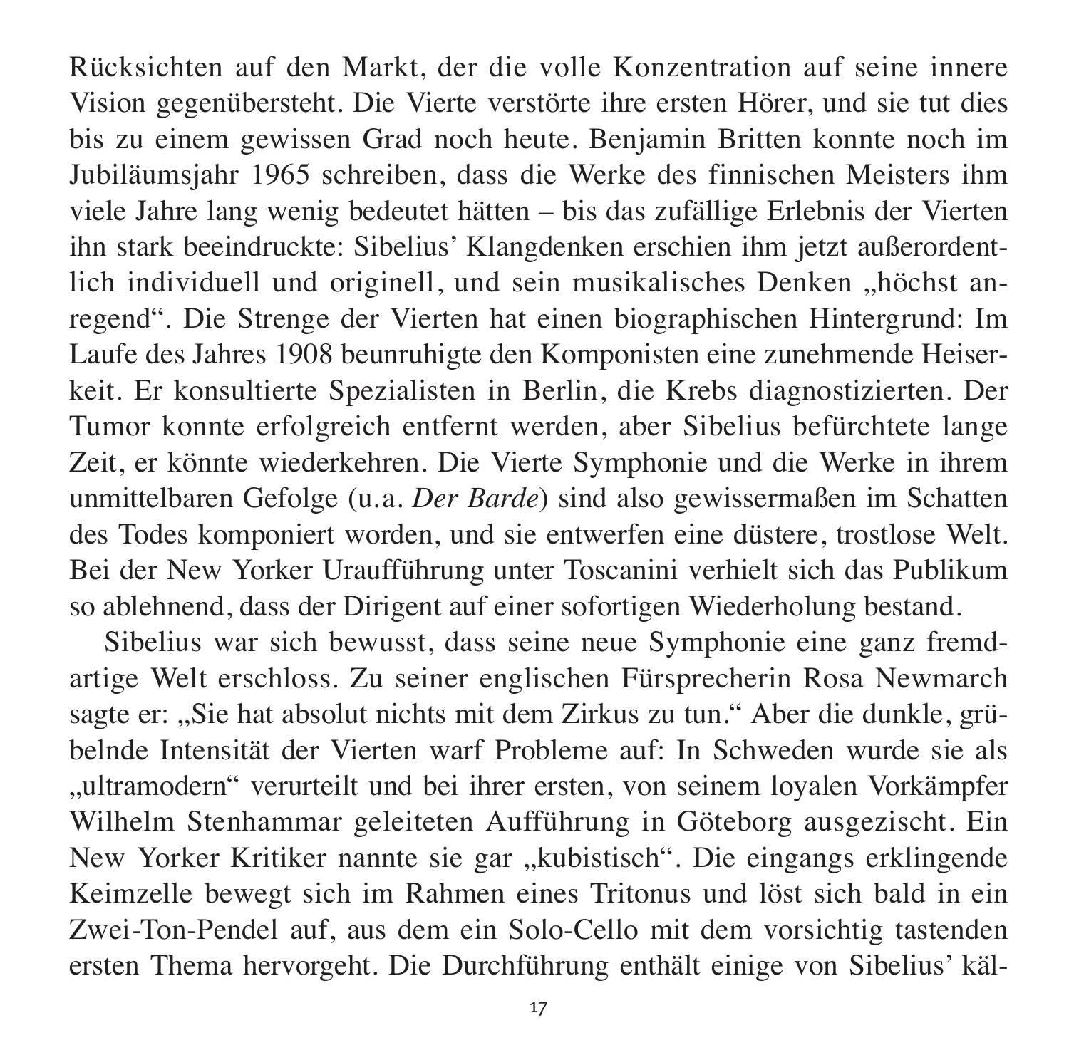Rücksichten auf den Markt, der die volle Konzentration auf seine innere Vision gegenübersteht. Die Vierte verstörte ihre ersten Hörer, und sie tut dies bis zu einem gewissen Grad noch heute. Benjamin Britten konnte noch im Jubiläumsjahr 1965 schreiben, dass die Werke des finnischen Meisters ihm viele Jahre lang wenig bedeutet hätten – bis das zufällige Erlebnis der Vierten ihn stark beeindruckte: Sibelius' Klangdenken erschien ihm jetzt außerordentlich individuell und originell, und sein musikalisches Denken „höchst anregend". Die Strenge der Vierten hat einen biographischen Hintergrund: Im Laufe des Jahres 1908 beunruhigte den Komponisten eine zunehmende Heiserkeit. Er konsultierte Spezialisten in Berlin, die Krebs diagnostizierten. Der Tumor konnte erfolgreich entfernt werden, aber Sibelius befürchtete lange Zeit, er könnte wiederkehren. Die Vierte Symphonie und die Werke in ihrem unmittelbaren Gefolge (u.a. *Der Barde*) sind also gewissermaßen im Schatten des Todes komponiert worden, und sie entwerfen eine düstere, trostlose Welt. Bei der New Yorker Uraufführung unter Toscanini verhielt sich das Publikum so ablehnend, dass der Dirigent auf einer sofortigen Wiederholung bestand.

Sibelius war sich bewusst, dass seine neue Symphonie eine ganz fremdartige Welt erschloss. Zu seiner englischen Fürsprecherin Rosa Newmarch sagte er: „Sie hat absolut nichts mit dem Zirkus zu tun." Aber die dunkle, grübelnde Intensität der Vierten warf Probleme auf: In Schweden wurde sie als „ultramodern" verurteilt und bei ihrer ersten, von seinem loyalen Vorkämpfer Wilhelm Stenhammar geleiteten Aufführung in Göteborg ausgezischt. Ein New Yorker Kritiker nannte sie gar „kubistisch". Die eingangs erklingende Keimzelle bewegt sich im Rahmen eines Tritonus und löst sich bald in ein Zwei-Ton-Pendel auf, aus dem ein Solo-Cello mit dem vorsichtig tastenden ersten Thema hervorgeht. Die Durchführung enthält einige von Sibelius' käl-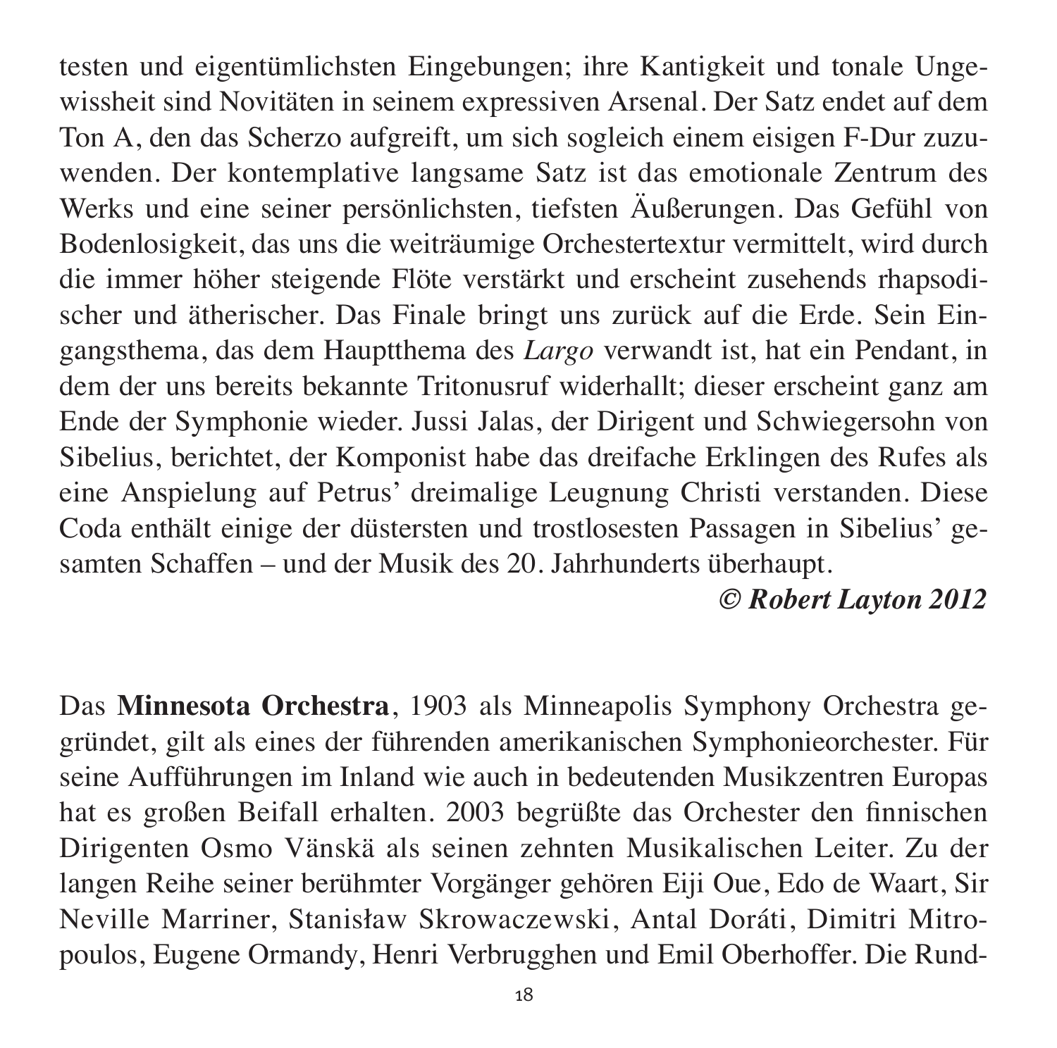testen und eigentümlichsten Eingebungen; ihre Kantigkeit und tonale Ungewissheit sind Novitäten in seinem expressiven Arsenal. Der Satz endet auf dem Ton A, den das Scherzo aufgreift, um sich sogleich einem eisigen F-Dur zuzuwenden. Der kontemplative langsame Satz ist das emotionale Zentrum des Werks und eine seiner persönlichsten, tiefsten Äußerungen. Das Gefühl von Bodenlosigkeit, das uns die weiträumige Orchestertextur vermittelt, wird durch die immer höher steigende Flöte verstärkt und erscheint zusehends rhapsodischer und ätherischer. Das Finale bringt uns zurück auf die Erde. Sein Eingangsthema, das dem Hauptthema des *Largo* verwandt ist, hat ein Pendant, in dem der uns bereits bekannte Tritonusruf widerhallt; dieser erscheint ganz am Ende der Symphonie wieder. Jussi Jalas, der Dirigent und Schwiegersohn von Sibelius, berichtet, der Komponist habe das dreifache Erklingen des Rufes als eine Anspielung auf Petrus' dreimalige Leugnung Christi verstanden. Diese Coda enthält einige der düstersten und trostlosesten Passagen in Sibelius' gesamten Schaffen – und der Musik des 20. Jahrhunderts überhaupt.

***© Robert Layton 2012***

Das **Minnesota Orchestra**, 1903 als Minneapolis Symphony Orchestra gegründet, gilt als eines der führenden amerikanischen Symphonieorchester. Für seine Aufführungen im Inland wie auch in bedeutenden Musikzentren Europas hat es großen Beifall erhalten. 2003 begrüßte das Orchester den finnischen Dirigenten Osmo Vänskä als seinen zehnten Musikalischen Leiter. Zu der langen Reihe seiner berühmter Vorgänger gehören Eiji Oue, Edo de Waart, Sir Neville Marriner, Stanisław Skrowaczewski, Antal Doráti, Dimitri Mitropoulos, Eugene Ormandy, Henri Verbrugghen und Emil Oberhoffer. Die Rund-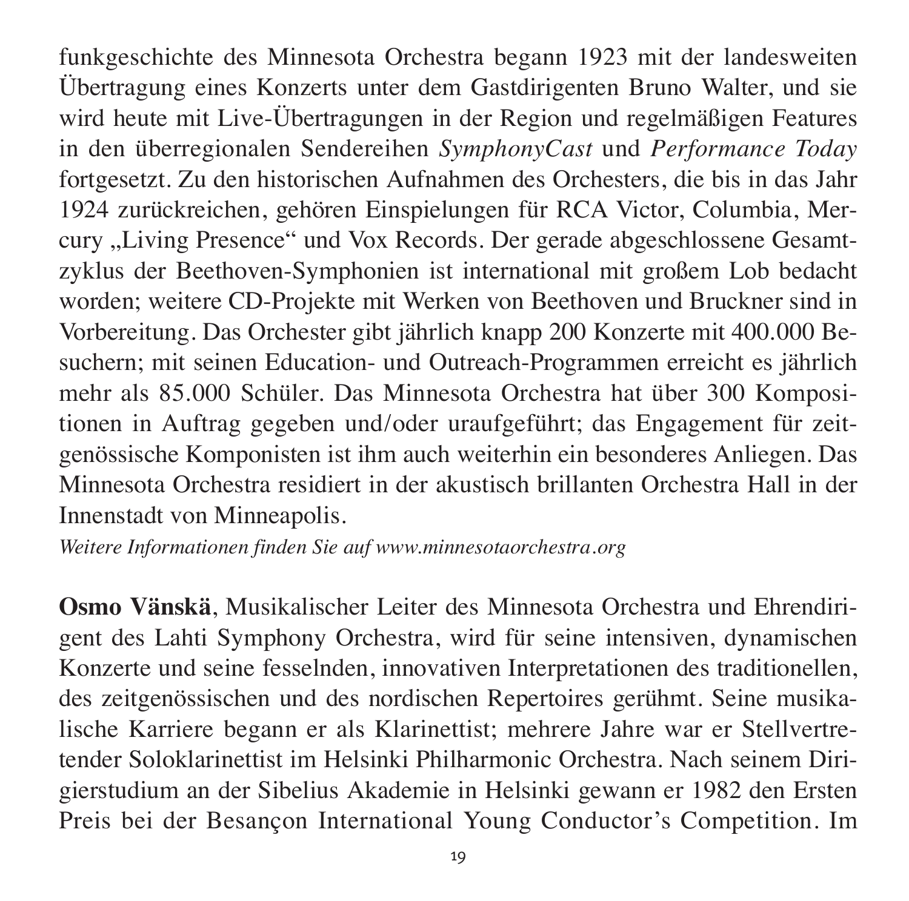funkgeschichte des Minnesota Orchestra begann 1923 mit der landesweiten Übertragung eines Konzerts unter dem Gastdirigenten Bruno Walter, und sie wird heute mit Live-Übertragungen in der Region und regelmäßigen Features in den überregionalen Sendereihen *SymphonyCast* und *Performance Today* fortgesetzt. Zu den historischen Aufnahmen des Orchesters, die bis in das Jahr 1924 zurückreichen, gehören Einspielungen für RCA Victor, Columbia, Mercury „Living Presence" und Vox Records. Der gerade abgeschlossene Gesamtzyklus der Beethoven-Symphonien ist international mit großem Lob bedacht worden; weitere CD-Projekte mit Werken von Beethoven und Bruckner sind in Vorbereitung. Das Orchester gibt jährlich knapp 200 Konzerte mit 400.000 Besuchern; mit seinen Education- und Outreach-Programmen erreicht es jährlich mehr als 85.000 Schüler. Das Minnesota Orchestra hat über 300 Kompositionen in Auftrag gegeben und/oder uraufgeführt; das Engagement für zeitgenössische Komponisten ist ihm auch weiterhin ein besonderes Anliegen. Das Minnesota Orchestra residiert in der akustisch brillanten Orchestra Hall in der Innenstadt von Minneapolis.
*Weitere Informationen finden Sie auf www.minnesotaorchestra.org*

**Osmo Vänskä**, Musikalischer Leiter des Minnesota Orchestra und Ehrendirigent des Lahti Symphony Orchestra, wird für seine intensiven, dynamischen Konzerte und seine fesselnden, innovativen Interpretationen des traditionellen, des zeitgenössischen und des nordischen Repertoires gerühmt. Seine musikalische Karriere begann er als Klarinettist; mehrere Jahre war er Stellvertretender Soloklarinettist im Helsinki Philharmonic Orchestra. Nach seinem Dirigierstudium an der Sibelius Akademie in Helsinki gewann er 1982 den Ersten Preis bei der Besançon International Young Conductor's Competition. Im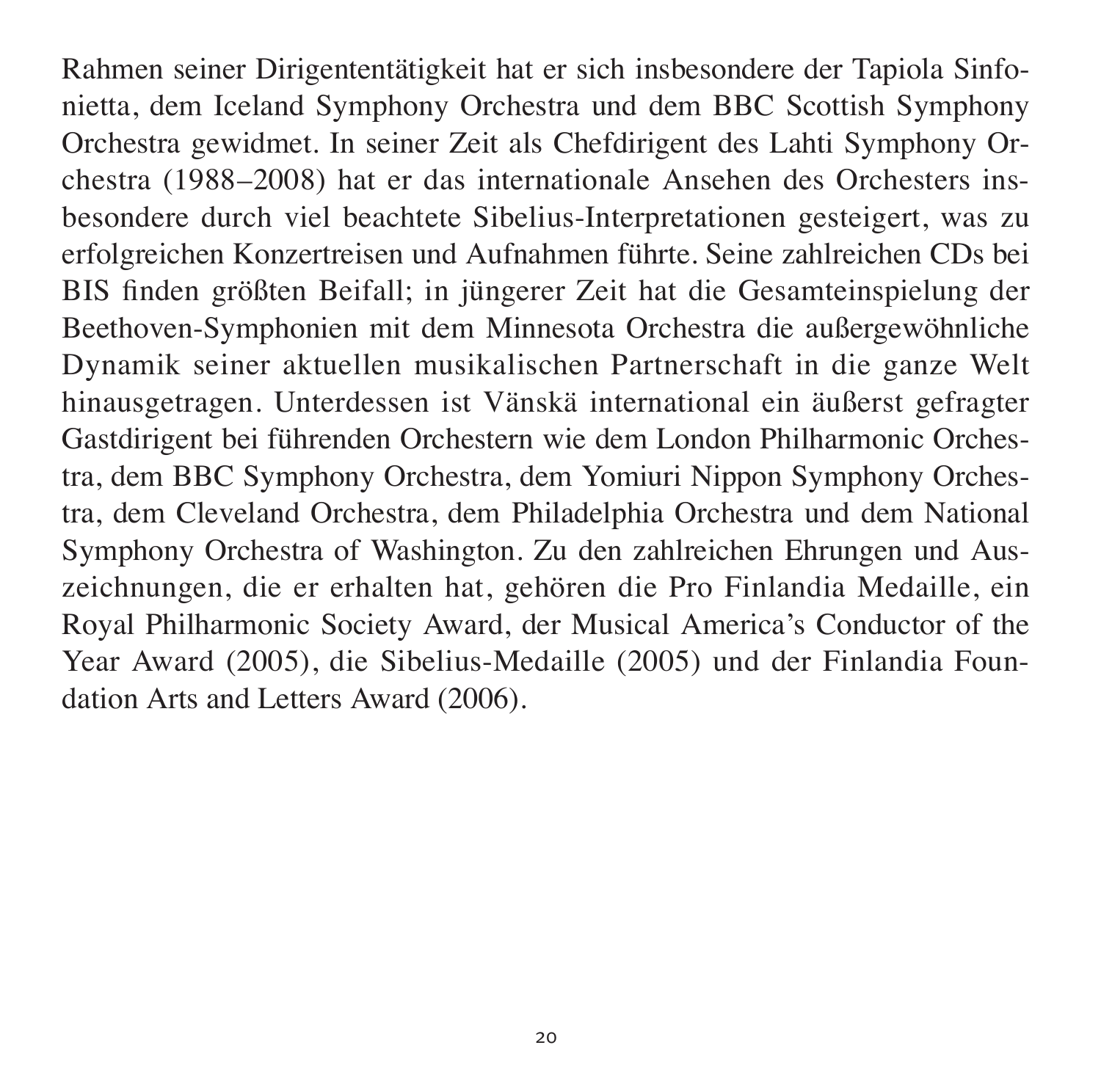Rahmen seiner Dirigententätigkeit hat er sich insbesondere der Tapiola Sinfonietta, dem Iceland Symphony Orchestra und dem BBC Scottish Symphony Orchestra gewidmet. In seiner Zeit als Chefdirigent des Lahti Symphony Orchestra (1988–2008) hat er das internationale Ansehen des Orchesters insbesondere durch viel beachtete Sibelius-Interpretationen gesteigert, was zu erfolgreichen Konzertreisen und Aufnahmen führte. Seine zahlreichen CDs bei BIS finden größten Beifall; in jüngerer Zeit hat die Gesamteinspielung der Beethoven-Symphonien mit dem Minnesota Orchestra die außergewöhnliche Dynamik seiner aktuellen musikalischen Partnerschaft in die ganze Welt hinausgetragen. Unterdessen ist Vänskä international ein äußerst gefragter Gastdirigent bei führenden Orchestern wie dem London Philharmonic Orchestra, dem BBC Symphony Orchestra, dem Yomiuri Nippon Symphony Orchestra, dem Cleveland Orchestra, dem Philadelphia Orchestra und dem National Symphony Orchestra of Washington. Zu den zahlreichen Ehrungen und Auszeichnungen, die er erhalten hat, gehören die Pro Finlandia Medaille, ein Royal Philharmonic Society Award, der Musical America's Conductor of the Year Award (2005), die Sibelius-Medaille (2005) und der Finlandia Foundation Arts and Letters Award (2006).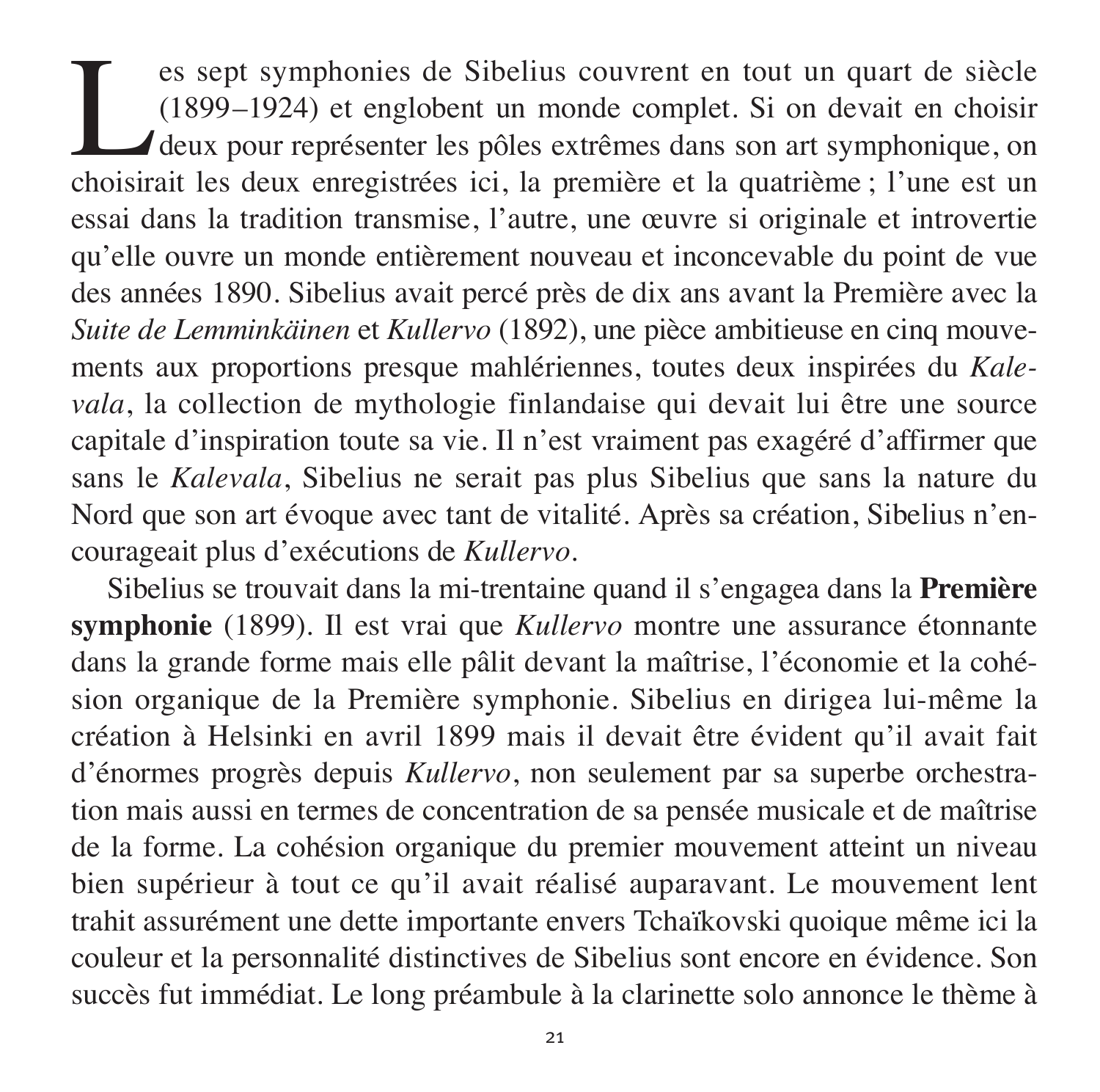Les sept symphonies de Sibelius couvrent en tout un quart de siècle (1899–1924) et englobent un monde complet. Si on devait en choisir deux pour représenter les pôles extrêmes dans son art symphonique, on choisirait les deux enregistrées ici, la première et la quatrième ; l'une est un essai dans la tradition transmise, l'autre, une œuvre si originale et introvertie qu'elle ouvre un monde entièrement nouveau et inconcevable du point de vue des années 1890. Sibelius avait percé près de dix ans avant la Première avec la *Suite de Lemminkäinen* et *Kullervo* (1892), une pièce ambitieuse en cinq mouvements aux proportions presque mahlériennes, toutes deux inspirées du *Kalevala*, la collection de mythologie finlandaise qui devait lui être une source capitale d'inspiration toute sa vie. Il n'est vraiment pas exagéré d'affirmer que sans le *Kalevala*, Sibelius ne serait pas plus Sibelius que sans la nature du Nord que son art évoque avec tant de vitalité. Après sa création, Sibelius n'encourageait plus d'exécutions de *Kullervo*.

Sibelius se trouvait dans la mi-trentaine quand il s'engagea dans la **Première symphonie** (1899). Il est vrai que *Kullervo* montre une assurance étonnante dans la grande forme mais elle pâlit devant la maîtrise, l'économie et la cohésion organique de la Première symphonie. Sibelius en dirigea lui-même la création à Helsinki en avril 1899 mais il devait être évident qu'il avait fait d'énormes progrès depuis *Kullervo*, non seulement par sa superbe orchestration mais aussi en termes de concentration de sa pensée musicale et de maîtrise de la forme. La cohésion organique du premier mouvement atteint un niveau bien supérieur à tout ce qu'il avait réalisé auparavant. Le mouvement lent trahit assurément une dette importante envers Tchaïkovski quoique même ici la couleur et la personnalité distinctives de Sibelius sont encore en évidence. Son succès fut immédiat. Le long préambule à la clarinette solo annonce le thème à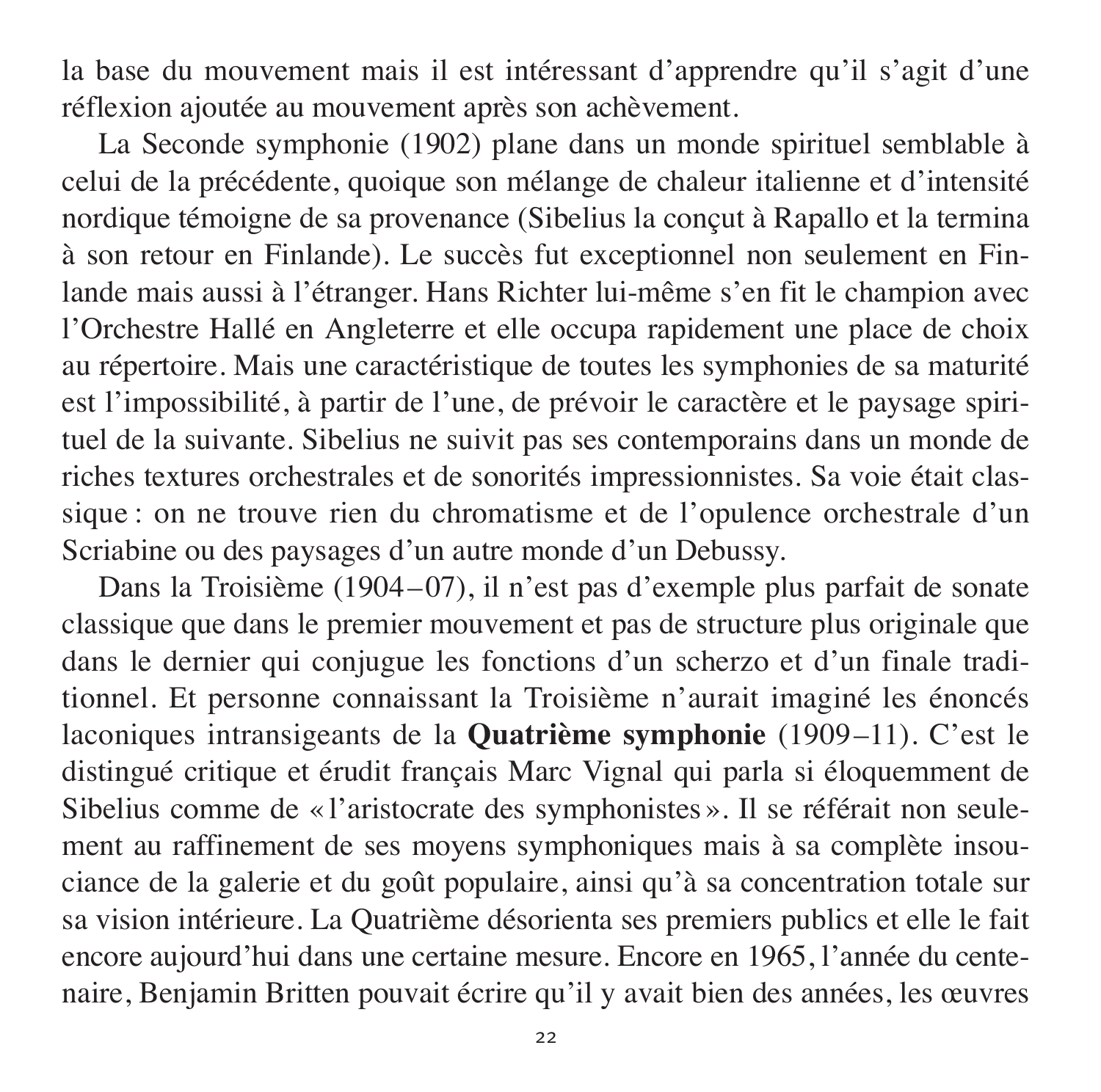la base du mouvement mais il est intéressant d'apprendre qu'il s'agit d'une réflexion ajoutée au mouvement après son achèvement.

La Seconde symphonie (1902) plane dans un monde spirituel semblable à celui de la précédente, quoique son mélange de chaleur italienne et d'intensité nordique témoigne de sa provenance (Sibelius la conçut à Rapallo et la termina à son retour en Finlande). Le succès fut exceptionnel non seulement en Finlande mais aussi à l'étranger. Hans Richter lui-même s'en fit le champion avec l'Orchestre Hallé en Angleterre et elle occupa rapidement une place de choix au répertoire. Mais une caractéristique de toutes les symphonies de sa maturité est l'impossibilité, à partir de l'une, de prévoir le caractère et le paysage spirituel de la suivante. Sibelius ne suivit pas ses contemporains dans un monde de riches textures orchestrales et de sonorités impressionnistes. Sa voie était classique : on ne trouve rien du chromatisme et de l'opulence orchestrale d'un Scriabine ou des paysages d'un autre monde d'un Debussy.

Dans la Troisième (1904–07), il n'est pas d'exemple plus parfait de sonate classique que dans le premier mouvement et pas de structure plus originale que dans le dernier qui conjugue les fonctions d'un scherzo et d'un finale traditionnel. Et personne connaissant la Troisième n'aurait imaginé les énoncés laconiques intransigeants de la **Quatrième symphonie** (1909–11). C'est le distingué critique et érudit français Marc Vignal qui parla si éloquemment de Sibelius comme de « l'aristocrate des symphonistes ». Il se référait non seulement au raffinement de ses moyens symphoniques mais à sa complète insouciance de la galerie et du goût populaire, ainsi qu'à sa concentration totale sur sa vision intérieure. La Quatrième désorienta ses premiers publics et elle le fait encore aujourd'hui dans une certaine mesure. Encore en 1965, l'année du centenaire, Benjamin Britten pouvait écrire qu'il y avait bien des années, les œuvres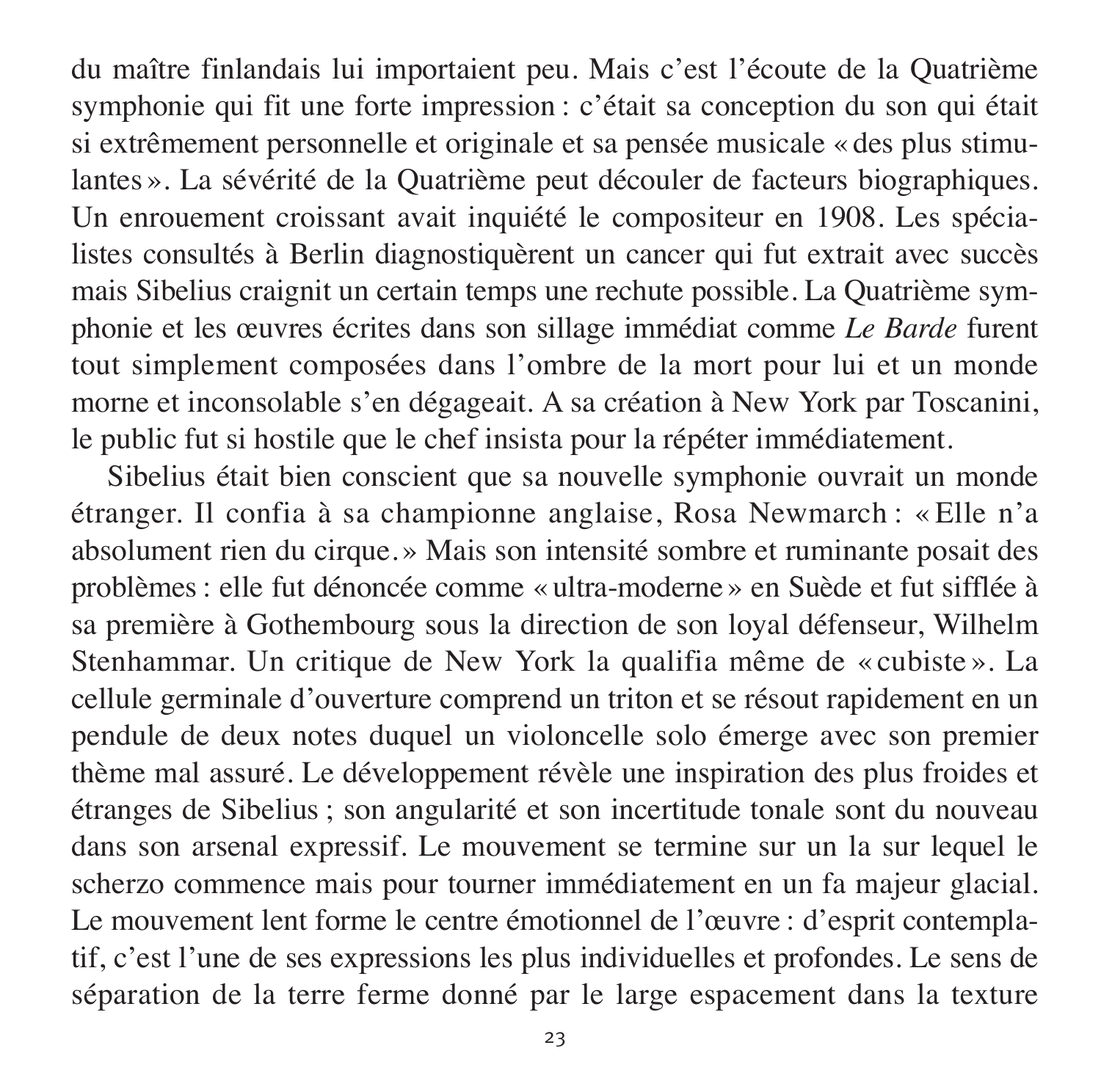du maître finlandais lui importaient peu. Mais c'est l'écoute de la Quatrième symphonie qui fit une forte impression : c'était sa conception du son qui était si extrêmement personnelle et originale et sa pensée musicale « des plus stimulantes ». La sévérité de la Quatrième peut découler de facteurs biographiques. Un enrouement croissant avait inquiété le compositeur en 1908. Les spécialistes consultés à Berlin diagnostiquèrent un cancer qui fut extrait avec succès mais Sibelius craignit un certain temps une rechute possible. La Quatrième symphonie et les œuvres écrites dans son sillage immédiat comme *Le Barde* furent tout simplement composées dans l'ombre de la mort pour lui et un monde morne et inconsolable s'en dégageait. A sa création à New York par Toscanini, le public fut si hostile que le chef insista pour la répéter immédiatement.

Sibelius était bien conscient que sa nouvelle symphonie ouvrait un monde étranger. Il confia à sa championne anglaise, Rosa Newmarch : « Elle n'a absolument rien du cirque. » Mais son intensité sombre et ruminante posait des problèmes : elle fut dénoncée comme « ultra-moderne » en Suède et fut sifflée à sa première à Gothembourg sous la direction de son loyal défenseur, Wilhelm Stenhammar. Un critique de New York la qualifia même de « cubiste ». La cellule germinale d'ouverture comprend un triton et se résout rapidement en un pendule de deux notes duquel un violoncelle solo émerge avec son premier thème mal assuré. Le développement révèle une inspiration des plus froides et étranges de Sibelius ; son angularité et son incertitude tonale sont du nouveau dans son arsenal expressif. Le mouvement se termine sur un la sur lequel le scherzo commence mais pour tourner immédiatement en un fa majeur glacial. Le mouvement lent forme le centre émotionnel de l'œuvre : d'esprit contemplatif, c'est l'une de ses expressions les plus individuelles et profondes. Le sens de séparation de la terre ferme donné par le large espacement dans la texture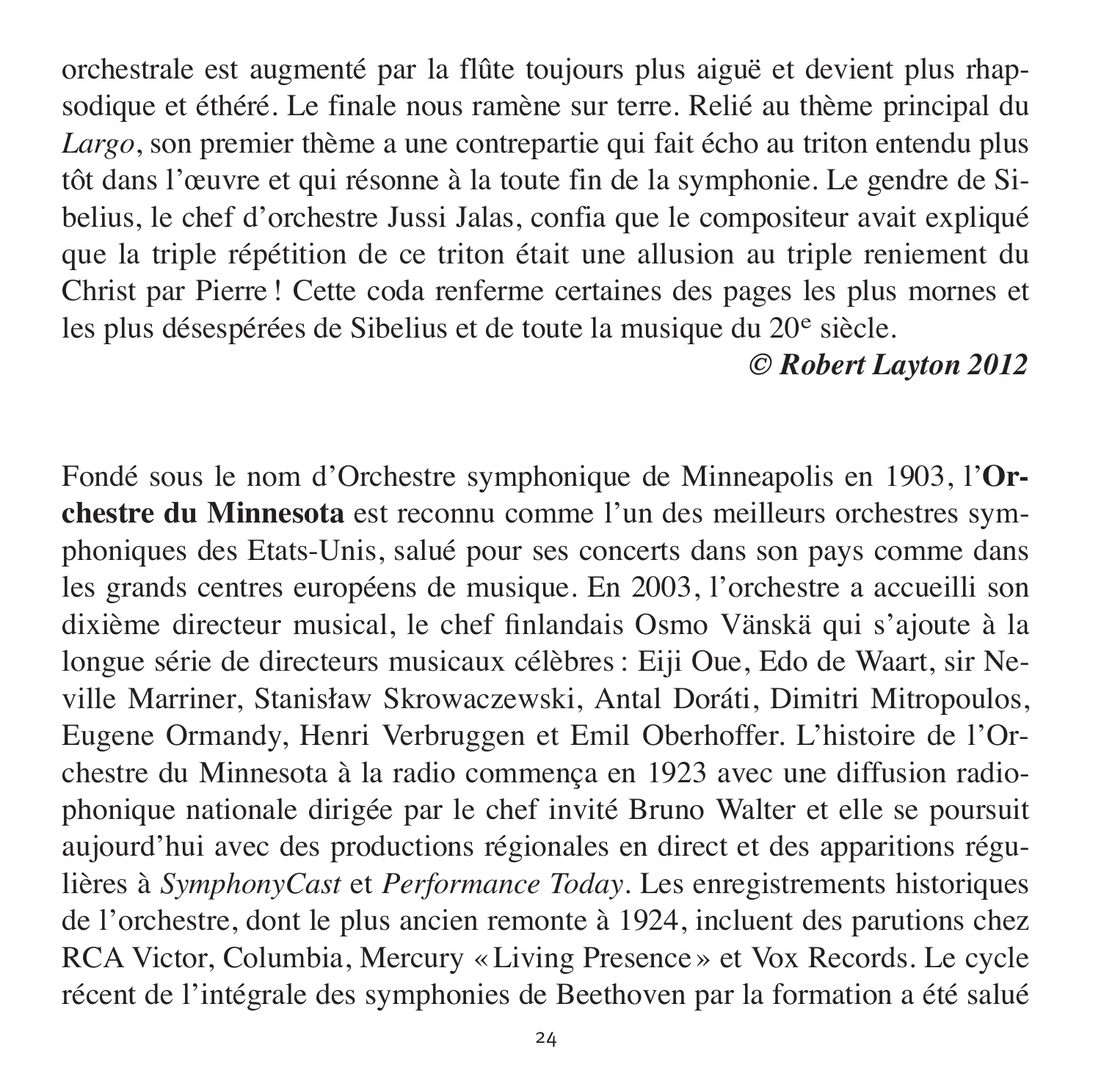orchestrale est augmenté par la flûte toujours plus aiguë et devient plus rhapsodique et éthéré. Le finale nous ramène sur terre. Relié au thème principal du *Largo*, son premier thème a une contrepartie qui fait écho au triton entendu plus tôt dans l'œuvre et qui résonne à la toute fin de la symphonie. Le gendre de Sibelius, le chef d'orchestre Jussi Jalas, confia que le compositeur avait expliqué que la triple répétition de ce triton était une allusion au triple reniement du Christ par Pierre ! Cette coda renferme certaines des pages les plus mornes et les plus désespérées de Sibelius et de toute la musique du 20e siècle.

***© Robert Layton 2012***

Fondé sous le nom d'Orchestre symphonique de Minneapolis en 1903, l'**Orchestre du Minnesota** est reconnu comme l'un des meilleurs orchestres symphoniques des Etats-Unis, salué pour ses concerts dans son pays comme dans les grands centres européens de musique. En 2003, l'orchestre a accueilli son dixième directeur musical, le chef finlandais Osmo Vänskä qui s'ajoute à la longue série de directeurs musicaux célèbres : Eiji Oue, Edo de Waart, sir Neville Marriner, Stanisław Skrowaczewski, Antal Doráti, Dimitri Mitropoulos, Eugene Ormandy, Henri Verbruggen et Emil Oberhoffer. L'histoire de l'Orchestre du Minnesota à la radio commença en 1923 avec une diffusion radiophonique nationale dirigée par le chef invité Bruno Walter et elle se poursuit aujourd'hui avec des productions régionales en direct et des apparitions régulières à *SymphonyCast* et *Performance Today*. Les enregistrements historiques de l'orchestre, dont le plus ancien remonte à 1924, incluent des parutions chez RCA Victor, Columbia, Mercury « Living Presence » et Vox Records. Le cycle récent de l'intégrale des symphonies de Beethoven par la formation a été salué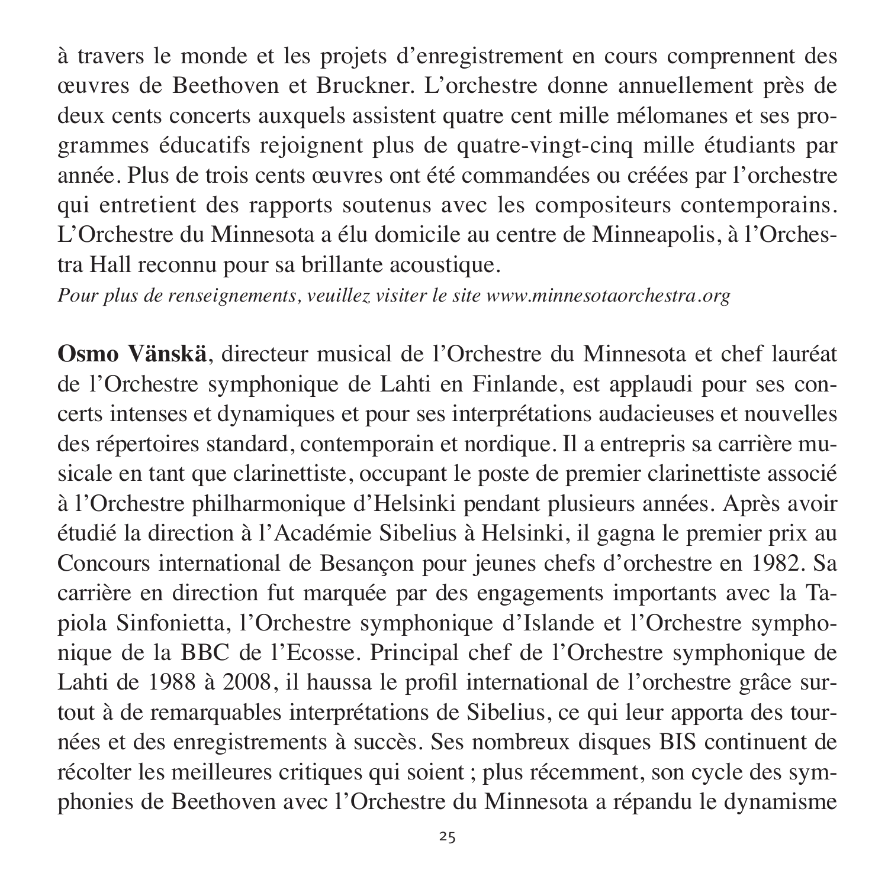à travers le monde et les projets d'enregistrement en cours comprennent des œuvres de Beethoven et Bruckner. L'orchestre donne annuellement près de deux cents concerts auxquels assistent quatre cent mille mélomanes et ses programmes éducatifs rejoignent plus de quatre-vingt-cinq mille étudiants par année. Plus de trois cents œuvres ont été commandées ou créées par l'orchestre qui entretient des rapports soutenus avec les compositeurs contemporains. L'Orchestre du Minnesota a élu domicile au centre de Minneapolis, à l'Orchestra Hall reconnu pour sa brillante acoustique.

*Pour plus de renseignements, veuillez visiter le site www.minnesotaorchestra.org*

**Osmo Vänskä**, directeur musical de l'Orchestre du Minnesota et chef lauréat de l'Orchestre symphonique de Lahti en Finlande, est applaudi pour ses concerts intenses et dynamiques et pour ses interprétations audacieuses et nouvelles des répertoires standard, contemporain et nordique. Il a entrepris sa carrière musicale en tant que clarinettiste, occupant le poste de premier clarinettiste associé à l'Orchestre philharmonique d'Helsinki pendant plusieurs années. Après avoir étudié la direction à l'Académie Sibelius à Helsinki, il gagna le premier prix au Concours international de Besançon pour jeunes chefs d'orchestre en 1982. Sa carrière en direction fut marquée par des engagements importants avec la Tapiola Sinfonietta, l'Orchestre symphonique d'Islande et l'Orchestre symphonique de la BBC de l'Ecosse. Principal chef de l'Orchestre symphonique de Lahti de 1988 à 2008, il haussa le profil international de l'orchestre grâce surtout à de remarquables interprétations de Sibelius, ce qui leur apporta des tournées et des enregistrements à succès. Ses nombreux disques BIS continuent de récolter les meilleures critiques qui soient ; plus récemment, son cycle des symphonies de Beethoven avec l'Orchestre du Minnesota a répandu le dynamisme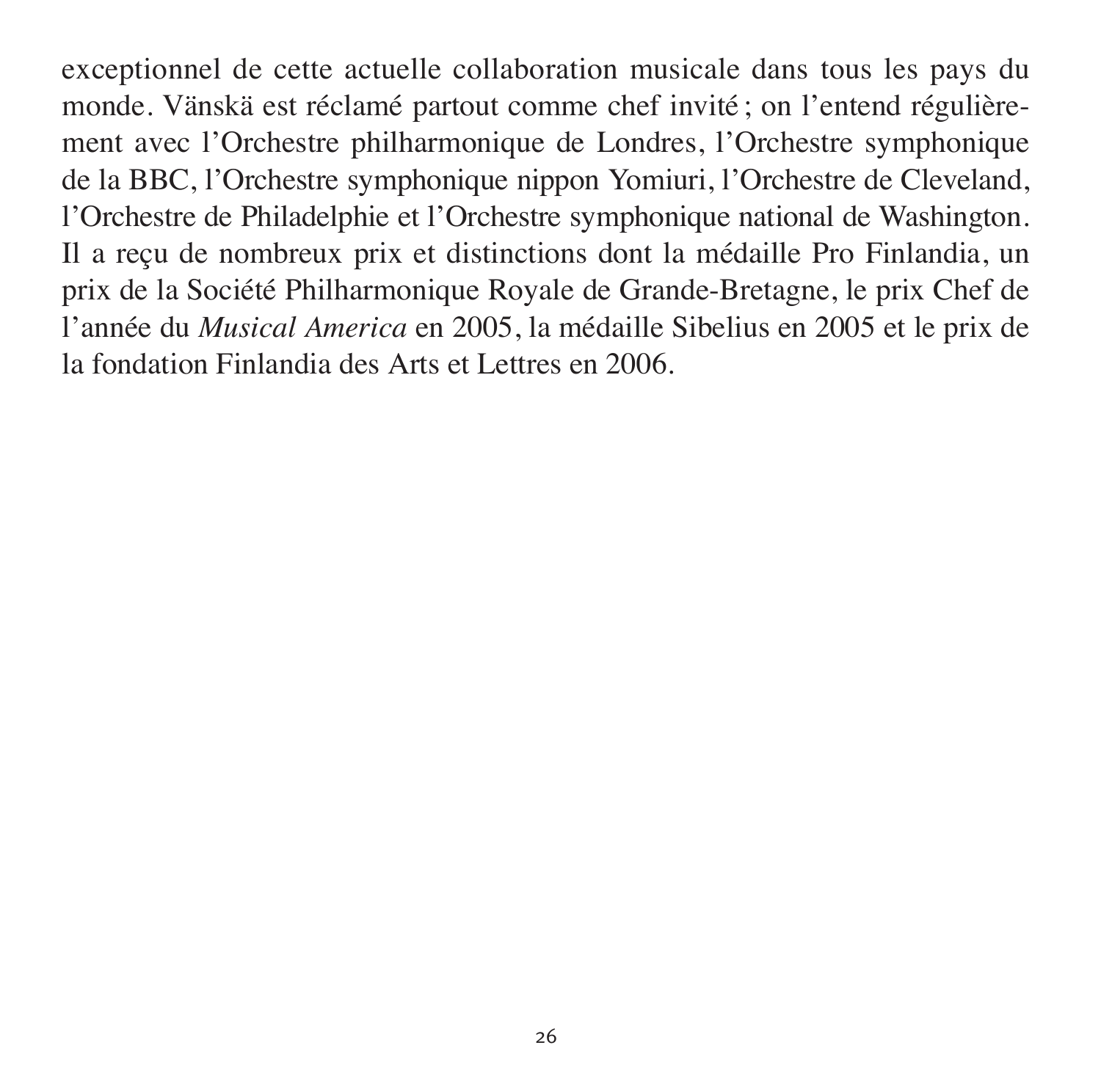exceptionnel de cette actuelle collaboration musicale dans tous les pays du monde. Vänskä est réclamé partout comme chef invité ; on l'entend régulièrement avec l'Orchestre philharmonique de Londres, l'Orchestre symphonique de la BBC, l'Orchestre symphonique nippon Yomiuri, l'Orchestre de Cleveland, l'Orchestre de Philadelphie et l'Orchestre symphonique national de Washington. Il a reçu de nombreux prix et distinctions dont la médaille Pro Finlandia, un prix de la Société Philharmonique Royale de Grande-Bretagne, le prix Chef de l'année du *Musical America* en 2005, la médaille Sibelius en 2005 et le prix de la fondation Finlandia des Arts et Lettres en 2006.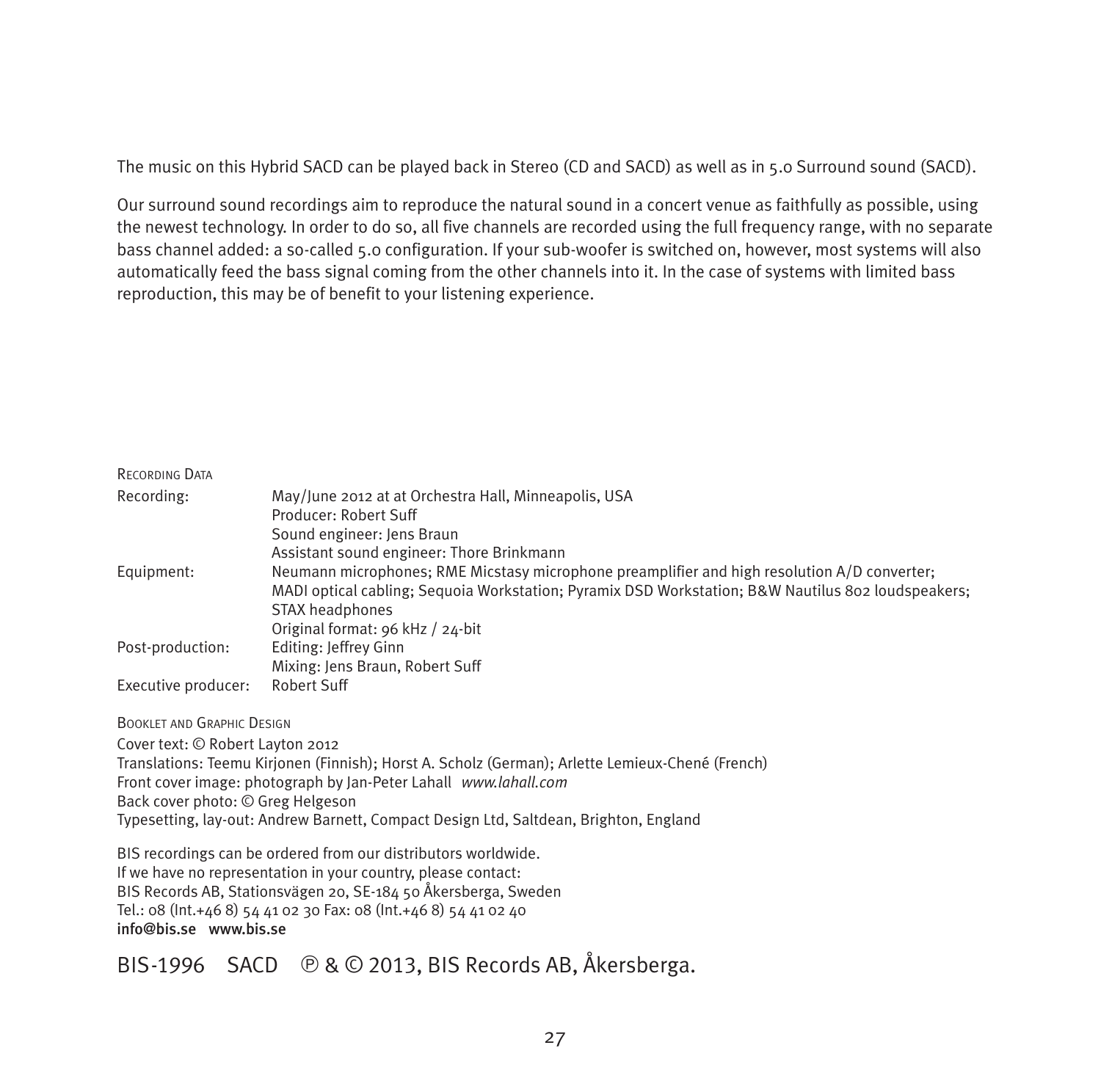The music on this Hybrid SACD can be played back in Stereo (CD and SACD) as well as in 5.0 Surround sound (SACD).

Our surround sound recordings aim to reproduce the natural sound in a concert venue as faithfully as possible, using the newest technology. In order to do so, all five channels are recorded using the full frequency range, with no separate bass channel added: a so-called 5.0 configuration. If your sub-woofer is switched on, however, most systems will also automatically feed the bass signal coming from the other channels into it. In the case of systems with limited bass reproduction, this may be of benefit to your listening experience.

RECORDING DATA

| | |
|---|---|
| Recording: | May/June 2012 at at Orchestra Hall, Minneapolis, USA<br>Producer: Robert Suff<br>Sound engineer: Jens Braun<br>Assistant sound engineer: Thore Brinkmann |
| Equipment: | Neumann microphones; RME Micstasy microphone preamplifier and high resolution A/D converter; MADI optical cabling; Sequoia Workstation; Pyramix DSD Workstation; B&W Nautilus 802 loudspeakers; STAX headphones<br>Original format: 96 kHz / 24-bit |
| Post-production: | Editing: Jeffrey Ginn<br>Mixing: Jens Braun, Robert Suff |
| Executive producer: | Robert Suff |

BOOKLET AND GRAPHIC DESIGN

Cover text: © Robert Layton 2012
Translations: Teemu Kirjonen (Finnish); Horst A. Scholz (German); Arlette Lemieux-Chené (French)
Front cover image: photograph by Jan-Peter Lahall *www.lahall.com*
Back cover photo: © Greg Helgeson
Typesetting, lay-out: Andrew Barnett, Compact Design Ltd, Saltdean, Brighton, England

BIS recordings can be ordered from our distributors worldwide.
If we have no representation in your country, please contact:
BIS Records AB, Stationsvägen 20, SE-184 50 Åkersberga, Sweden
Tel.: 08 (Int.+46 8) 54 41 02 30 Fax: 08 (Int.+46 8) 54 41 02 40
**info@bis.se www.bis.se**

BIS-1996 SACD ℗ & © 2013, BIS Records AB, Åkersberga.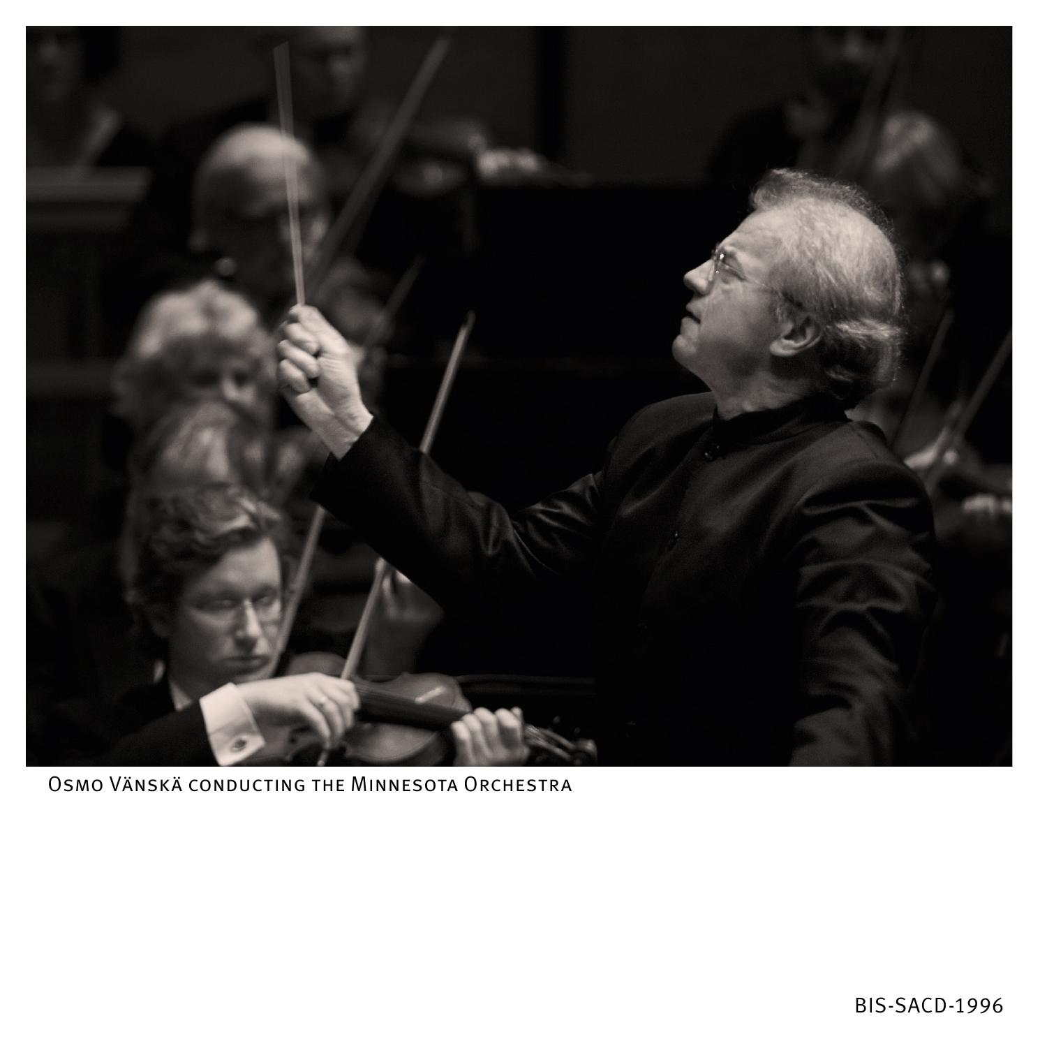Osmo Vänskä conducting the Minnesota Orchestra

BIS-SACD-1996